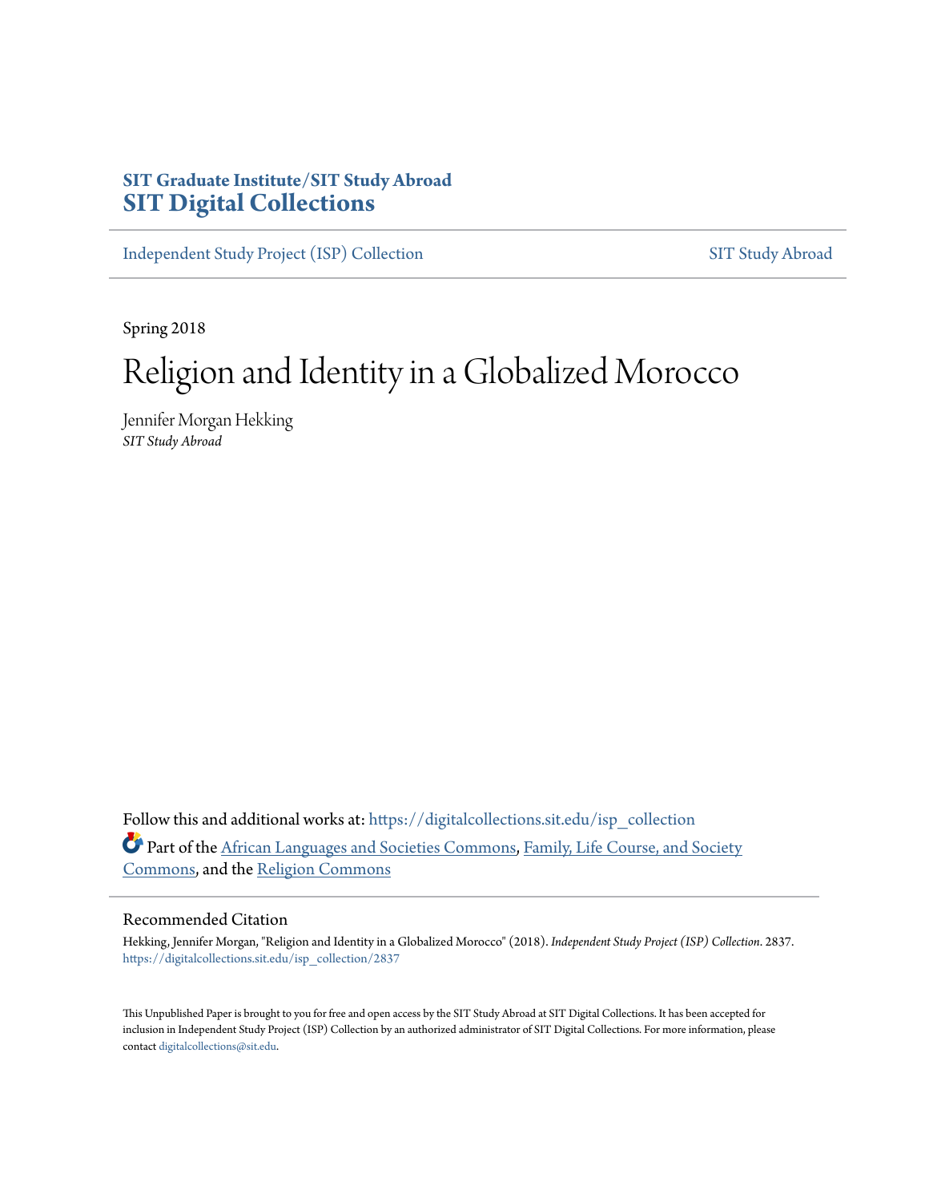SIT Graduate Institute/SIT Study Abroad
**SIT Digital Collections**

Independent Study Project (ISP) Collection | SIT Study Abroad

Spring 2018

# Religion and Identity in a Globalized Morocco

Jennifer Morgan Hekking
*SIT Study Abroad*

Follow this and additional works at: https://digitalcollections.sit.edu/isp_collection

Part of the African Languages and Societies Commons, Family, Life Course, and Society Commons, and the Religion Commons

## Recommended Citation

Hekking, Jennifer Morgan, "Religion and Identity in a Globalized Morocco" (2018). *Independent Study Project (ISP) Collection*. 2837.
https://digitalcollections.sit.edu/isp_collection/2837

This Unpublished Paper is brought to you for free and open access by the SIT Study Abroad at SIT Digital Collections. It has been accepted for inclusion in Independent Study Project (ISP) Collection by an authorized administrator of SIT Digital Collections. For more information, please contact digitalcollections@sit.edu.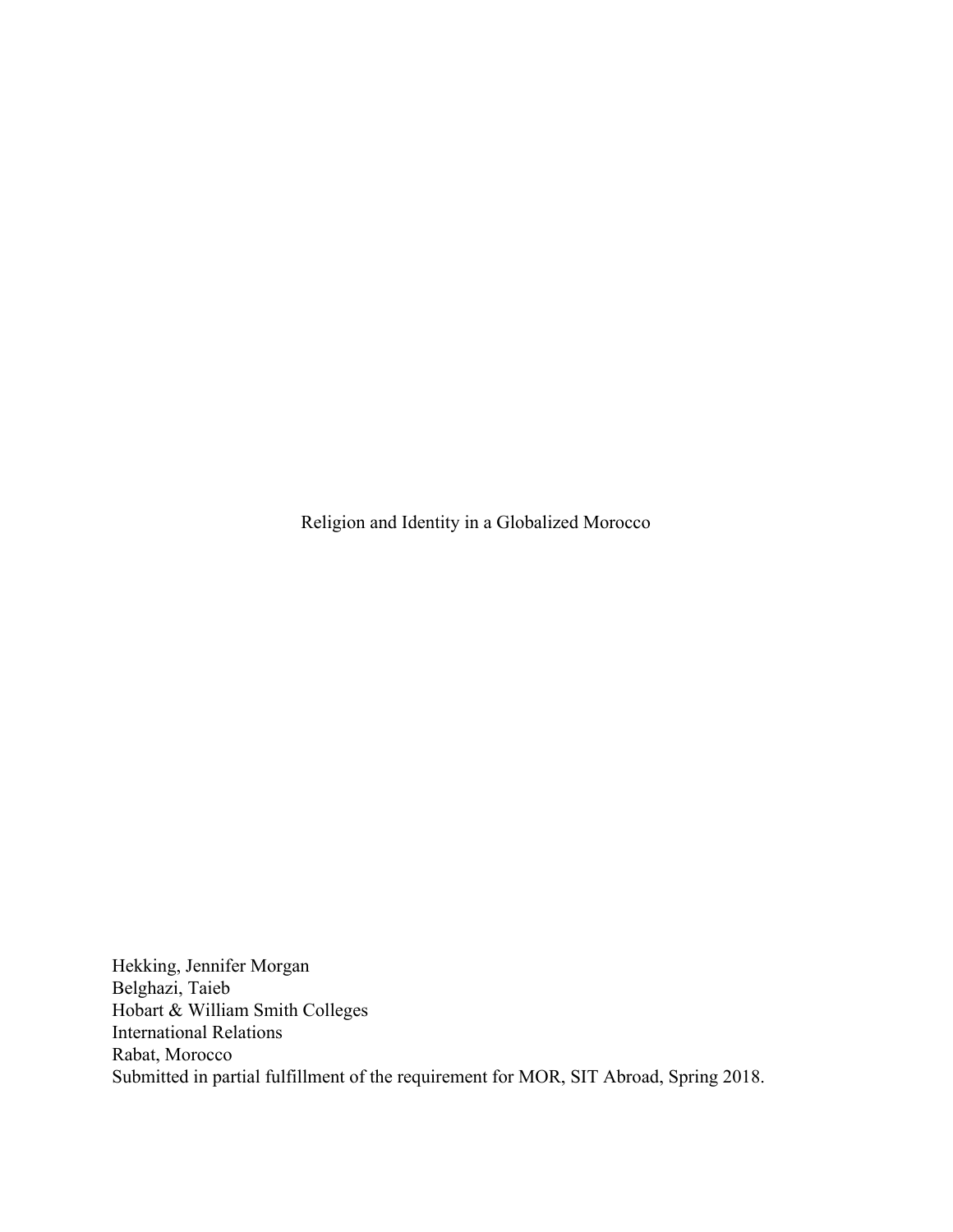Religion and Identity in a Globalized Morocco

Hekking, Jennifer Morgan
Belghazi, Taieb
Hobart & William Smith Colleges
International Relations
Rabat, Morocco
Submitted in partial fulfillment of the requirement for MOR, SIT Abroad, Spring 2018.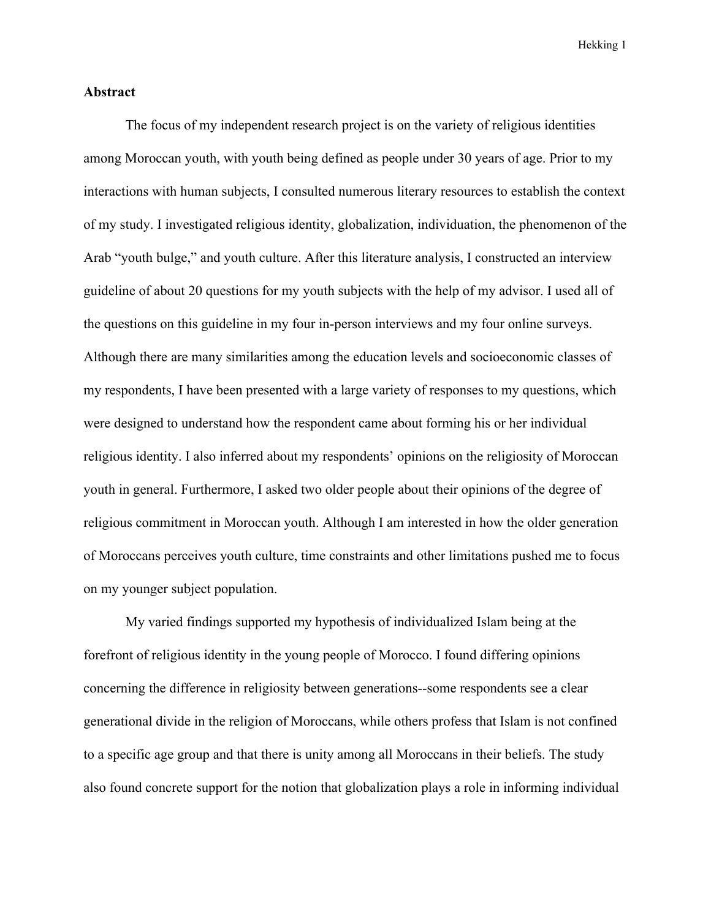**Abstract**

The focus of my independent research project is on the variety of religious identities among Moroccan youth, with youth being defined as people under 30 years of age. Prior to my interactions with human subjects, I consulted numerous literary resources to establish the context of my study. I investigated religious identity, globalization, individuation, the phenomenon of the Arab "youth bulge," and youth culture. After this literature analysis, I constructed an interview guideline of about 20 questions for my youth subjects with the help of my advisor. I used all of the questions on this guideline in my four in-person interviews and my four online surveys. Although there are many similarities among the education levels and socioeconomic classes of my respondents, I have been presented with a large variety of responses to my questions, which were designed to understand how the respondent came about forming his or her individual religious identity. I also inferred about my respondents' opinions on the religiosity of Moroccan youth in general. Furthermore, I asked two older people about their opinions of the degree of religious commitment in Moroccan youth. Although I am interested in how the older generation of Moroccans perceives youth culture, time constraints and other limitations pushed me to focus on my younger subject population.

My varied findings supported my hypothesis of individualized Islam being at the forefront of religious identity in the young people of Morocco. I found differing opinions concerning the difference in religiosity between generations--some respondents see a clear generational divide in the religion of Moroccans, while others profess that Islam is not confined to a specific age group and that there is unity among all Moroccans in their beliefs. The study also found concrete support for the notion that globalization plays a role in informing individual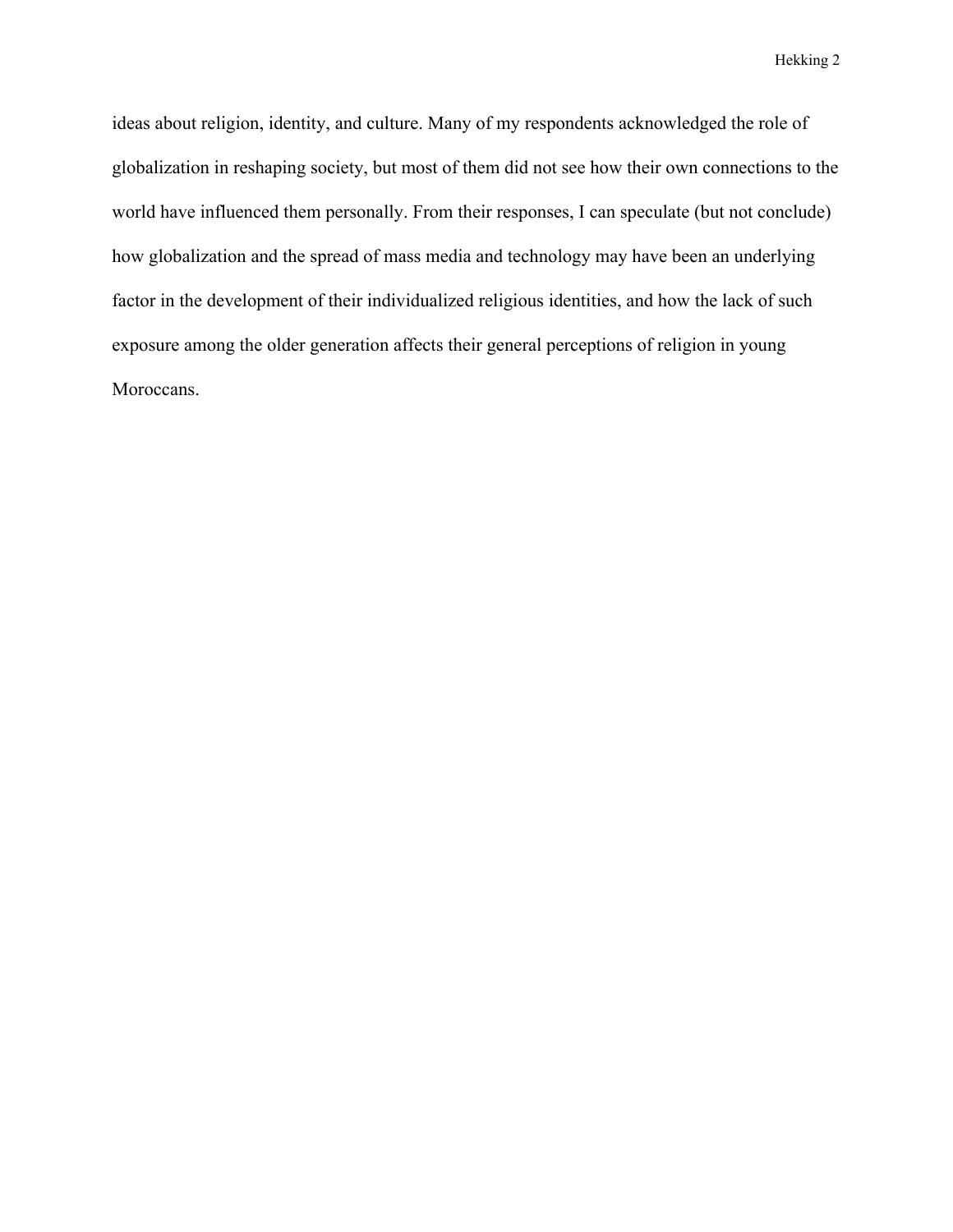ideas about religion, identity, and culture. Many of my respondents acknowledged the role of globalization in reshaping society, but most of them did not see how their own connections to the world have influenced them personally. From their responses, I can speculate (but not conclude) how globalization and the spread of mass media and technology may have been an underlying factor in the development of their individualized religious identities, and how the lack of such exposure among the older generation affects their general perceptions of religion in young Moroccans.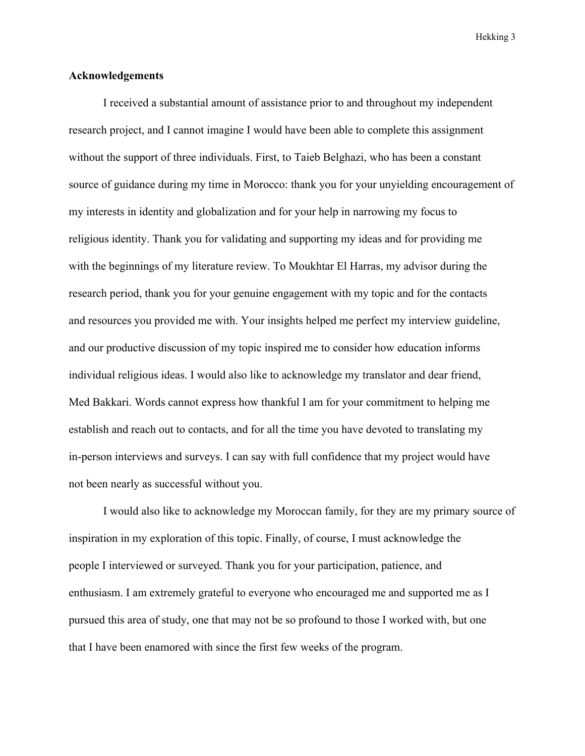**Acknowledgements**

I received a substantial amount of assistance prior to and throughout my independent research project, and I cannot imagine I would have been able to complete this assignment without the support of three individuals. First, to Taieb Belghazi, who has been a constant source of guidance during my time in Morocco: thank you for your unyielding encouragement of my interests in identity and globalization and for your help in narrowing my focus to religious identity. Thank you for validating and supporting my ideas and for providing me with the beginnings of my literature review. To Moukhtar El Harras, my advisor during the research period, thank you for your genuine engagement with my topic and for the contacts and resources you provided me with. Your insights helped me perfect my interview guideline, and our productive discussion of my topic inspired me to consider how education informs individual religious ideas. I would also like to acknowledge my translator and dear friend, Med Bakkari. Words cannot express how thankful I am for your commitment to helping me establish and reach out to contacts, and for all the time you have devoted to translating my in-person interviews and surveys. I can say with full confidence that my project would have not been nearly as successful without you.

I would also like to acknowledge my Moroccan family, for they are my primary source of inspiration in my exploration of this topic. Finally, of course, I must acknowledge the people I interviewed or surveyed. Thank you for your participation, patience, and enthusiasm. I am extremely grateful to everyone who encouraged me and supported me as I pursued this area of study, one that may not be so profound to those I worked with, but one that I have been enamored with since the first few weeks of the program.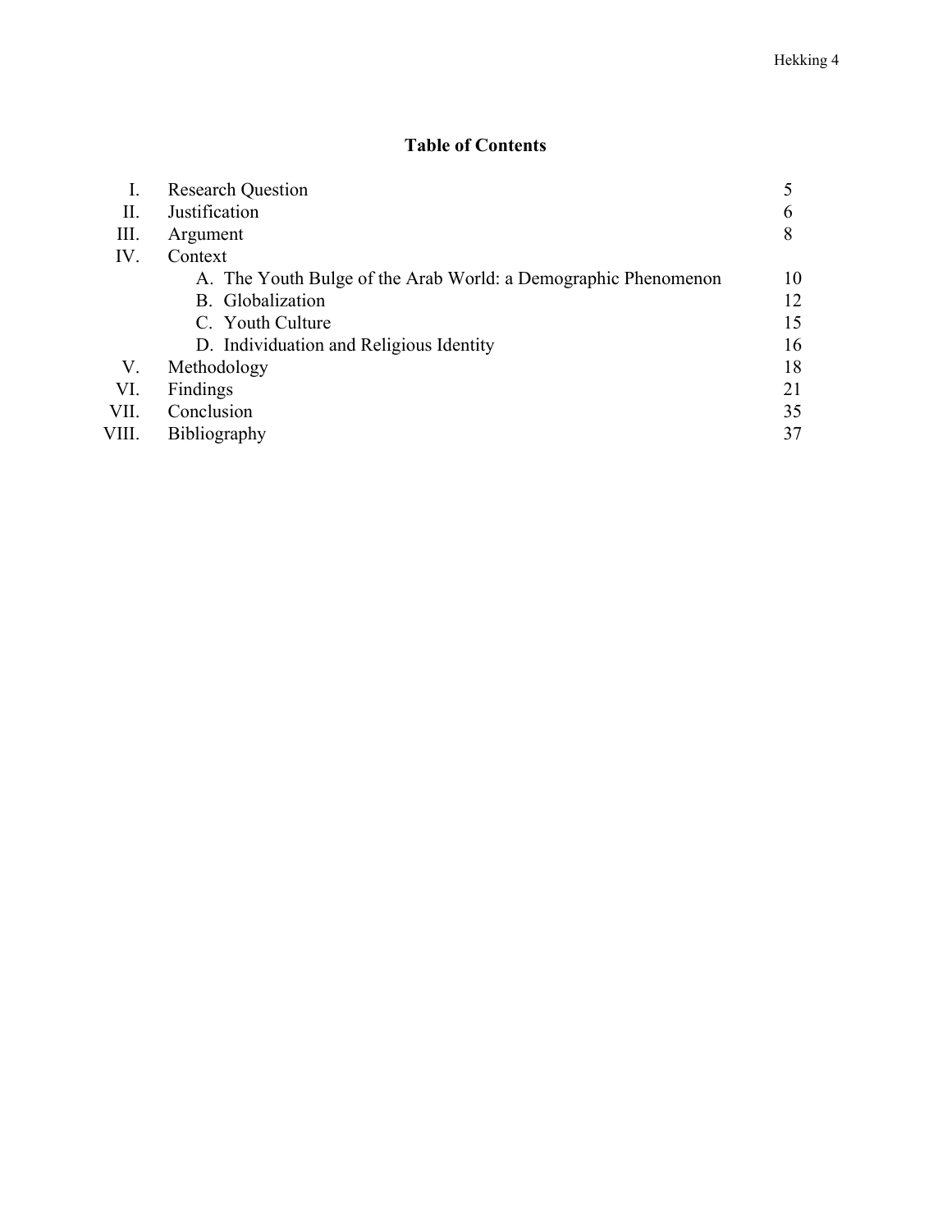## Table of Contents

| | | |
|---|---|---|
| I. | Research Question | 5 |
| II. | Justification | 6 |
| III. | Argument | 8 |
| IV. | Context | |
| | A. The Youth Bulge of the Arab World: a Demographic Phenomenon | 10 |
| | B. Globalization | 12 |
| | C. Youth Culture | 15 |
| | D. Individuation and Religious Identity | 16 |
| V. | Methodology | 18 |
| VI. | Findings | 21 |
| VII. | Conclusion | 35 |
| VIII. | Bibliography | 37 |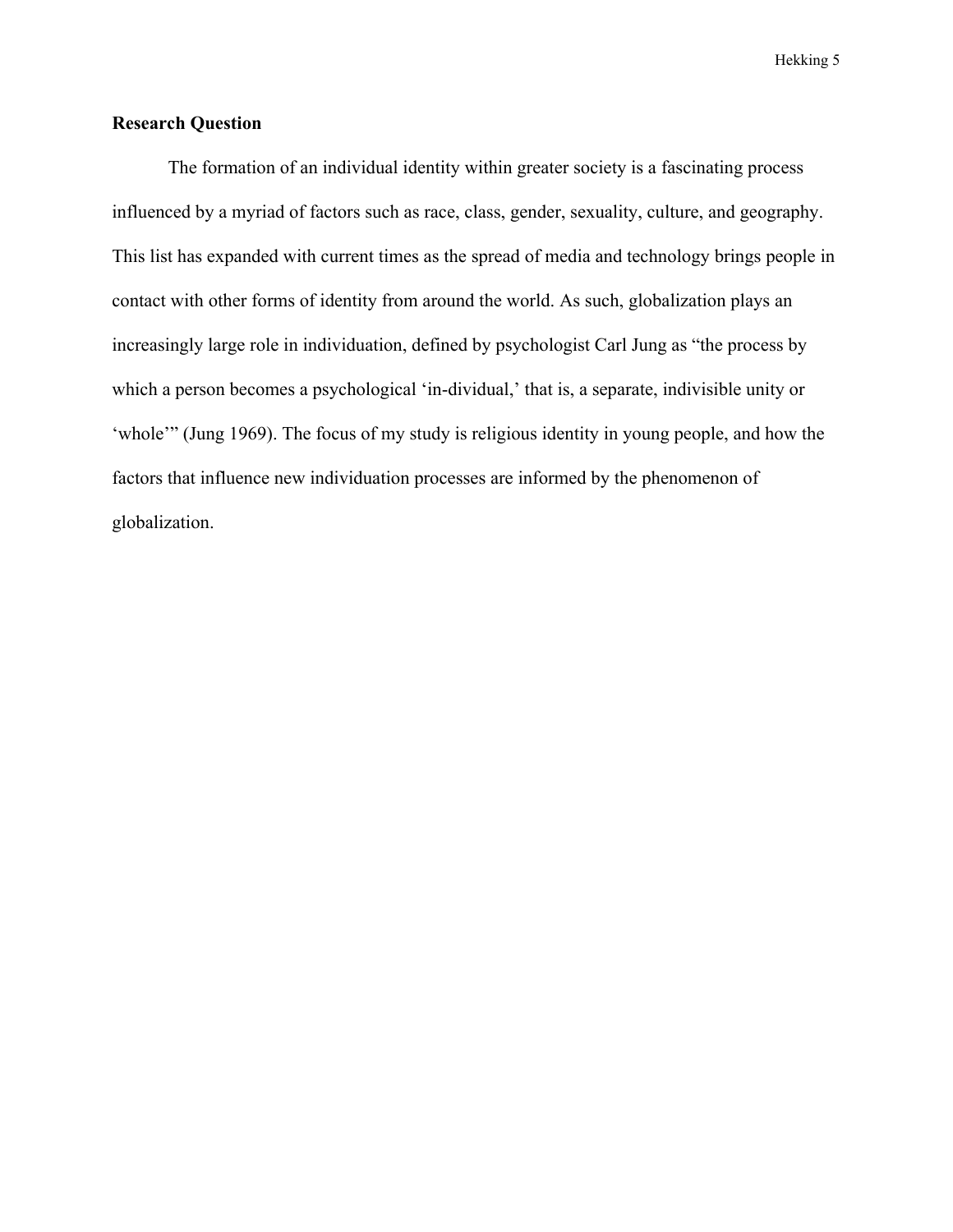## Research Question

The formation of an individual identity within greater society is a fascinating process influenced by a myriad of factors such as race, class, gender, sexuality, culture, and geography. This list has expanded with current times as the spread of media and technology brings people in contact with other forms of identity from around the world. As such, globalization plays an increasingly large role in individuation, defined by psychologist Carl Jung as "the process by which a person becomes a psychological 'in-dividual,' that is, a separate, indivisible unity or 'whole'" (Jung 1969). The focus of my study is religious identity in young people, and how the factors that influence new individuation processes are informed by the phenomenon of globalization.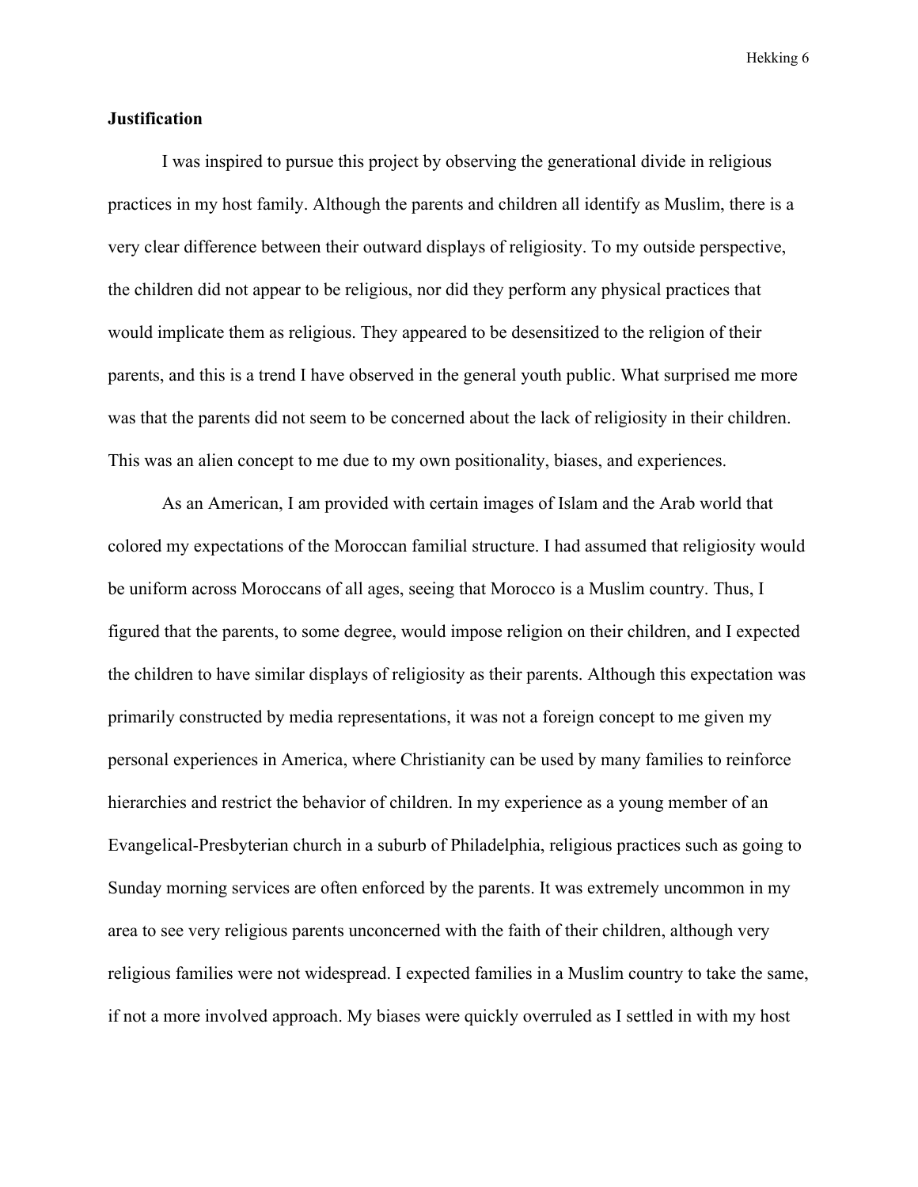**Justification**

I was inspired to pursue this project by observing the generational divide in religious practices in my host family. Although the parents and children all identify as Muslim, there is a very clear difference between their outward displays of religiosity. To my outside perspective, the children did not appear to be religious, nor did they perform any physical practices that would implicate them as religious. They appeared to be desensitized to the religion of their parents, and this is a trend I have observed in the general youth public. What surprised me more was that the parents did not seem to be concerned about the lack of religiosity in their children. This was an alien concept to me due to my own positionality, biases, and experiences.

As an American, I am provided with certain images of Islam and the Arab world that colored my expectations of the Moroccan familial structure. I had assumed that religiosity would be uniform across Moroccans of all ages, seeing that Morocco is a Muslim country. Thus, I figured that the parents, to some degree, would impose religion on their children, and I expected the children to have similar displays of religiosity as their parents. Although this expectation was primarily constructed by media representations, it was not a foreign concept to me given my personal experiences in America, where Christianity can be used by many families to reinforce hierarchies and restrict the behavior of children. In my experience as a young member of an Evangelical-Presbyterian church in a suburb of Philadelphia, religious practices such as going to Sunday morning services are often enforced by the parents. It was extremely uncommon in my area to see very religious parents unconcerned with the faith of their children, although very religious families were not widespread. I expected families in a Muslim country to take the same, if not a more involved approach. My biases were quickly overruled as I settled in with my host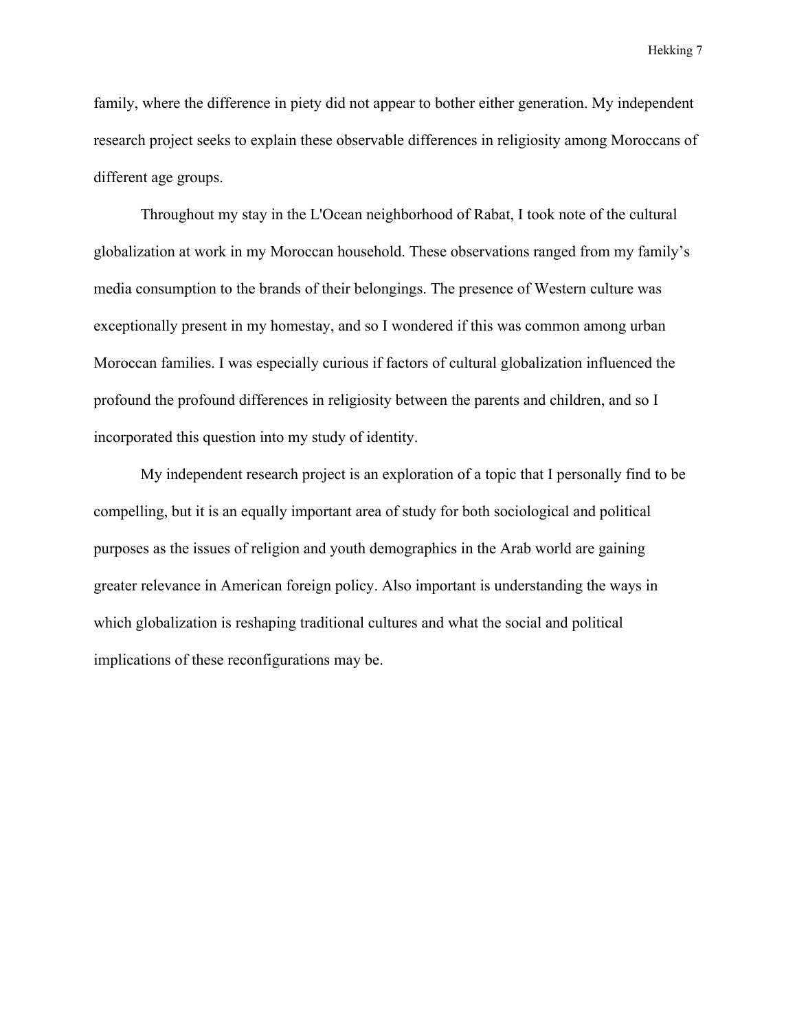family, where the difference in piety did not appear to bother either generation. My independent research project seeks to explain these observable differences in religiosity among Moroccans of different age groups.

Throughout my stay in the L'Ocean neighborhood of Rabat, I took note of the cultural globalization at work in my Moroccan household. These observations ranged from my family's media consumption to the brands of their belongings. The presence of Western culture was exceptionally present in my homestay, and so I wondered if this was common among urban Moroccan families. I was especially curious if factors of cultural globalization influenced the profound the profound differences in religiosity between the parents and children, and so I incorporated this question into my study of identity.

My independent research project is an exploration of a topic that I personally find to be compelling, but it is an equally important area of study for both sociological and political purposes as the issues of religion and youth demographics in the Arab world are gaining greater relevance in American foreign policy. Also important is understanding the ways in which globalization is reshaping traditional cultures and what the social and political implications of these reconfigurations may be.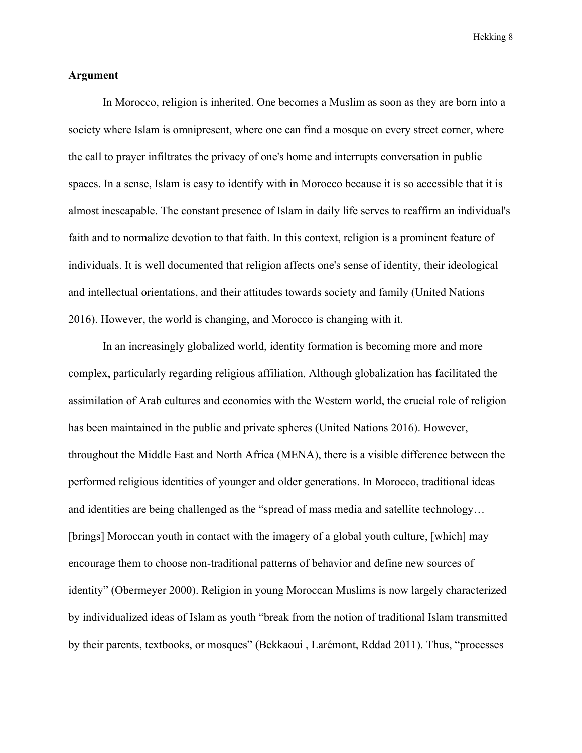## Argument

In Morocco, religion is inherited. One becomes a Muslim as soon as they are born into a society where Islam is omnipresent, where one can find a mosque on every street corner, where the call to prayer infiltrates the privacy of one's home and interrupts conversation in public spaces. In a sense, Islam is easy to identify with in Morocco because it is so accessible that it is almost inescapable. The constant presence of Islam in daily life serves to reaffirm an individual's faith and to normalize devotion to that faith. In this context, religion is a prominent feature of individuals. It is well documented that religion affects one's sense of identity, their ideological and intellectual orientations, and their attitudes towards society and family (United Nations 2016). However, the world is changing, and Morocco is changing with it.

In an increasingly globalized world, identity formation is becoming more and more complex, particularly regarding religious affiliation. Although globalization has facilitated the assimilation of Arab cultures and economies with the Western world, the crucial role of religion has been maintained in the public and private spheres (United Nations 2016). However, throughout the Middle East and North Africa (MENA), there is a visible difference between the performed religious identities of younger and older generations. In Morocco, traditional ideas and identities are being challenged as the "spread of mass media and satellite technology… [brings] Moroccan youth in contact with the imagery of a global youth culture, [which] may encourage them to choose non-traditional patterns of behavior and define new sources of identity" (Obermeyer 2000). Religion in young Moroccan Muslims is now largely characterized by individualized ideas of Islam as youth "break from the notion of traditional Islam transmitted by their parents, textbooks, or mosques" (Bekkaoui , Larémont, Rddad 2011). Thus, "processes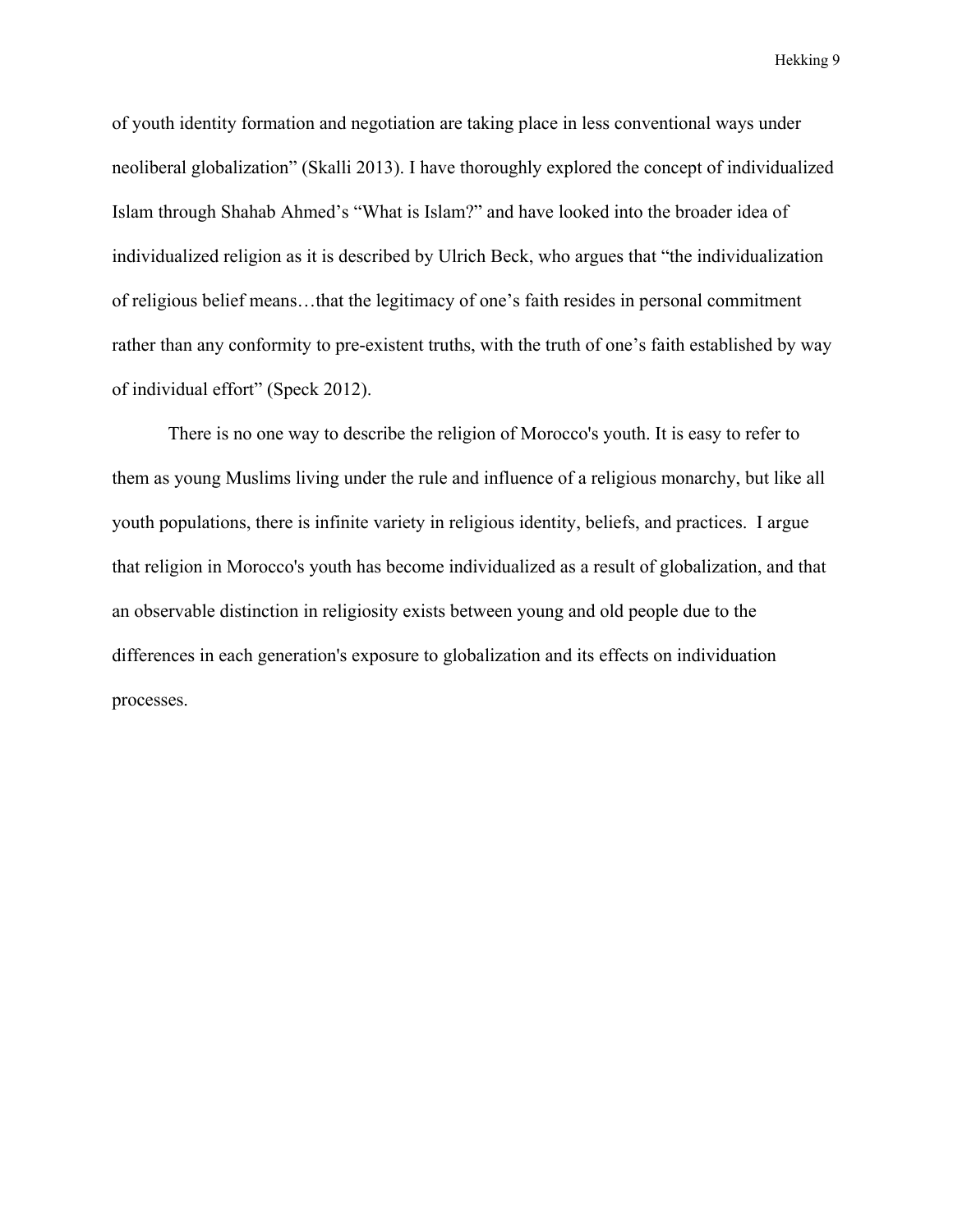of youth identity formation and negotiation are taking place in less conventional ways under neoliberal globalization" (Skalli 2013). I have thoroughly explored the concept of individualized Islam through Shahab Ahmed's "What is Islam?" and have looked into the broader idea of individualized religion as it is described by Ulrich Beck, who argues that "the individualization of religious belief means…that the legitimacy of one's faith resides in personal commitment rather than any conformity to pre-existent truths, with the truth of one's faith established by way of individual effort" (Speck 2012).

There is no one way to describe the religion of Morocco's youth. It is easy to refer to them as young Muslims living under the rule and influence of a religious monarchy, but like all youth populations, there is infinite variety in religious identity, beliefs, and practices.  I argue that religion in Morocco's youth has become individualized as a result of globalization, and that an observable distinction in religiosity exists between young and old people due to the differences in each generation's exposure to globalization and its effects on individuation processes.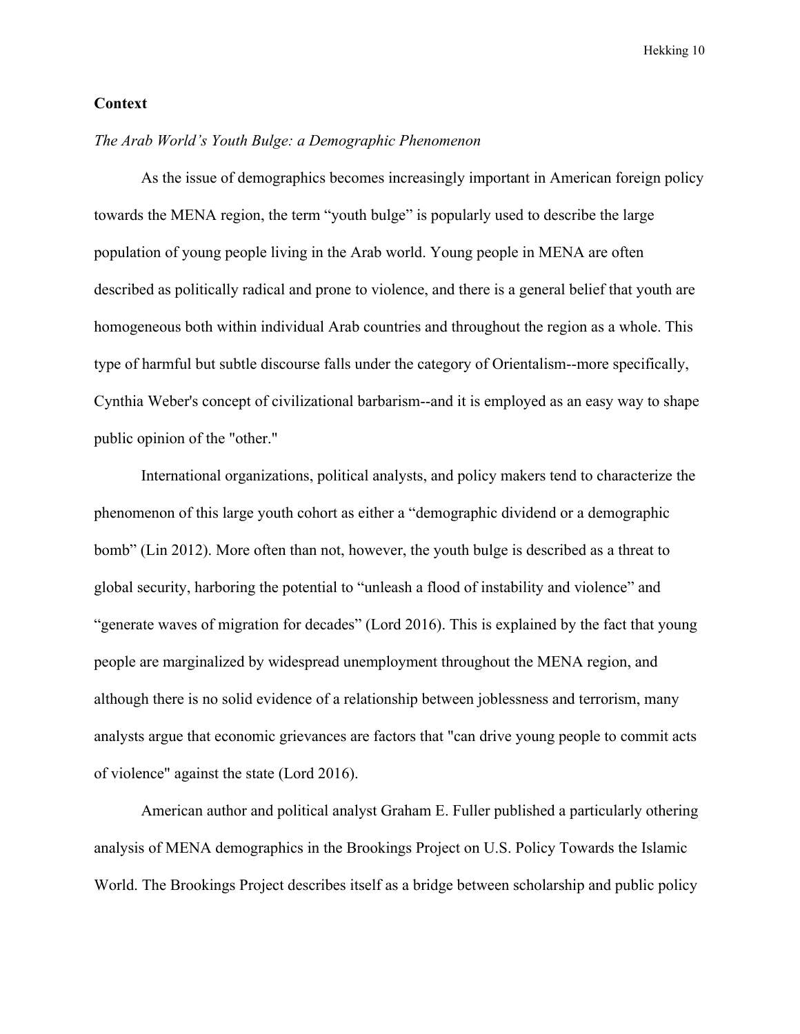## Context

*The Arab World's Youth Bulge: a Demographic Phenomenon*

As the issue of demographics becomes increasingly important in American foreign policy towards the MENA region, the term "youth bulge" is popularly used to describe the large population of young people living in the Arab world. Young people in MENA are often described as politically radical and prone to violence, and there is a general belief that youth are homogeneous both within individual Arab countries and throughout the region as a whole. This type of harmful but subtle discourse falls under the category of Orientalism--more specifically, Cynthia Weber's concept of civilizational barbarism--and it is employed as an easy way to shape public opinion of the "other."

International organizations, political analysts, and policy makers tend to characterize the phenomenon of this large youth cohort as either a "demographic dividend or a demographic bomb" (Lin 2012). More often than not, however, the youth bulge is described as a threat to global security, harboring the potential to "unleash a flood of instability and violence" and "generate waves of migration for decades" (Lord 2016). This is explained by the fact that young people are marginalized by widespread unemployment throughout the MENA region, and although there is no solid evidence of a relationship between joblessness and terrorism, many analysts argue that economic grievances are factors that "can drive young people to commit acts of violence" against the state (Lord 2016).

American author and political analyst Graham E. Fuller published a particularly othering analysis of MENA demographics in the Brookings Project on U.S. Policy Towards the Islamic World. The Brookings Project describes itself as a bridge between scholarship and public policy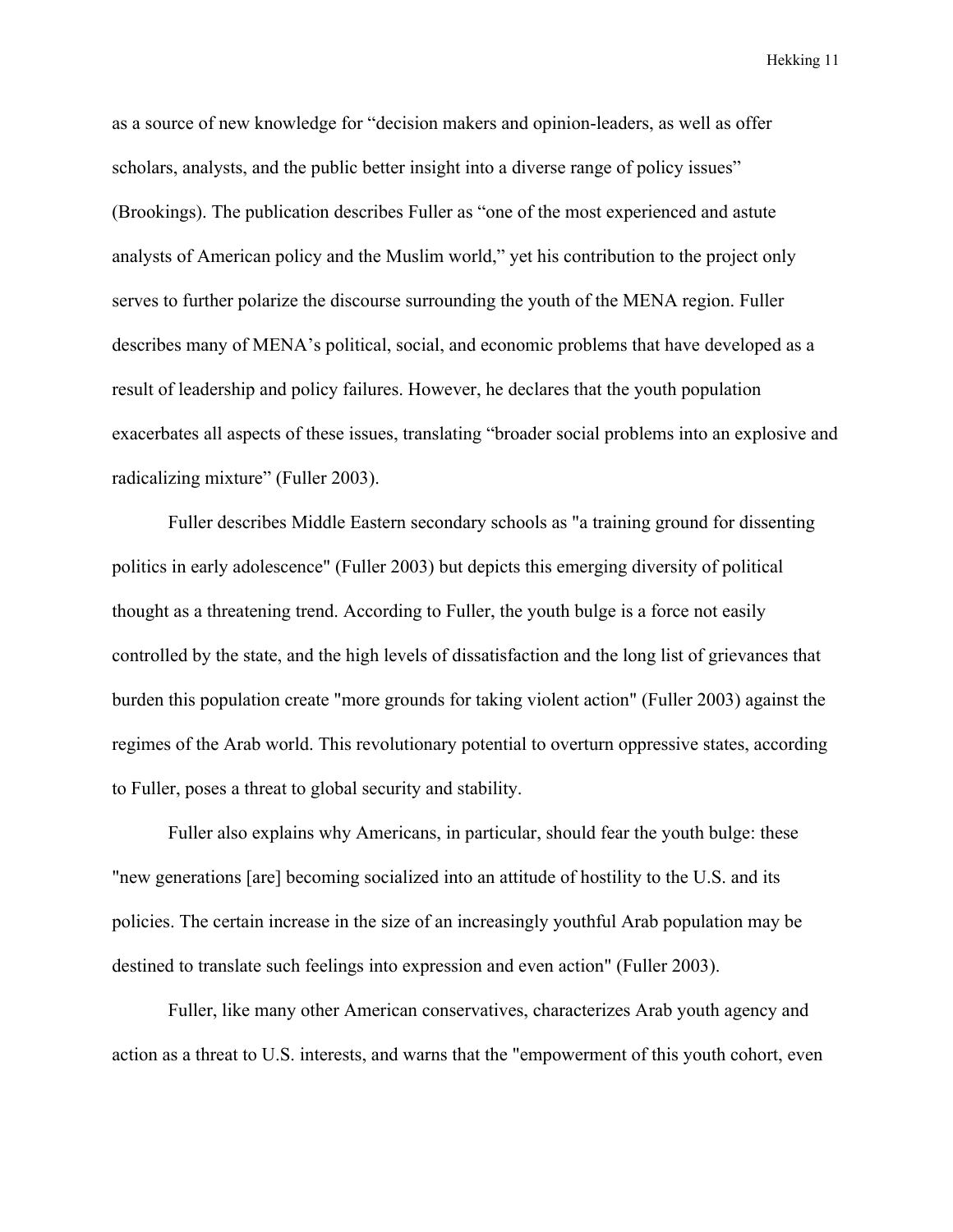as a source of new knowledge for "decision makers and opinion-leaders, as well as offer scholars, analysts, and the public better insight into a diverse range of policy issues" (Brookings). The publication describes Fuller as "one of the most experienced and astute analysts of American policy and the Muslim world," yet his contribution to the project only serves to further polarize the discourse surrounding the youth of the MENA region. Fuller describes many of MENA's political, social, and economic problems that have developed as a result of leadership and policy failures. However, he declares that the youth population exacerbates all aspects of these issues, translating "broader social problems into an explosive and radicalizing mixture" (Fuller 2003).

Fuller describes Middle Eastern secondary schools as "a training ground for dissenting politics in early adolescence" (Fuller 2003) but depicts this emerging diversity of political thought as a threatening trend. According to Fuller, the youth bulge is a force not easily controlled by the state, and the high levels of dissatisfaction and the long list of grievances that burden this population create "more grounds for taking violent action" (Fuller 2003) against the regimes of the Arab world. This revolutionary potential to overturn oppressive states, according to Fuller, poses a threat to global security and stability.

Fuller also explains why Americans, in particular, should fear the youth bulge: these "new generations [are] becoming socialized into an attitude of hostility to the U.S. and its policies. The certain increase in the size of an increasingly youthful Arab population may be destined to translate such feelings into expression and even action" (Fuller 2003).

Fuller, like many other American conservatives, characterizes Arab youth agency and action as a threat to U.S. interests, and warns that the "empowerment of this youth cohort, even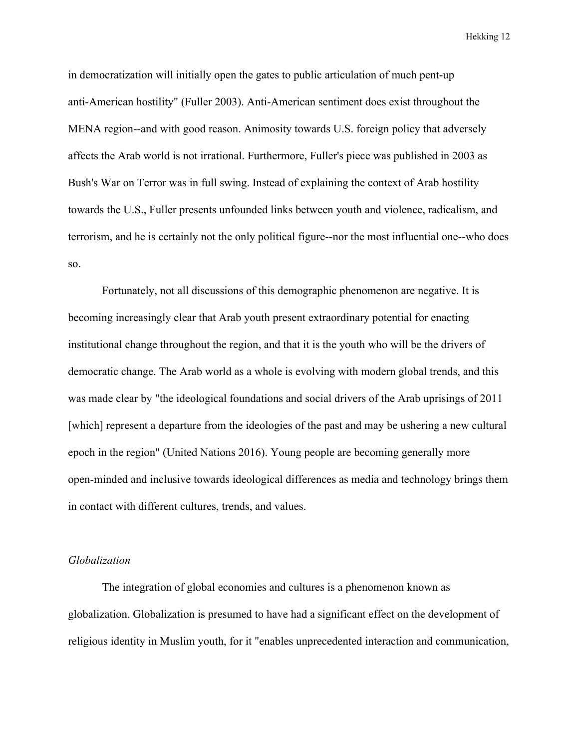in democratization will initially open the gates to public articulation of much pent-up anti-American hostility" (Fuller 2003). Anti-American sentiment does exist throughout the MENA region--and with good reason. Animosity towards U.S. foreign policy that adversely affects the Arab world is not irrational. Furthermore, Fuller's piece was published in 2003 as Bush's War on Terror was in full swing. Instead of explaining the context of Arab hostility towards the U.S., Fuller presents unfounded links between youth and violence, radicalism, and terrorism, and he is certainly not the only political figure--nor the most influential one--who does so.

Fortunately, not all discussions of this demographic phenomenon are negative. It is becoming increasingly clear that Arab youth present extraordinary potential for enacting institutional change throughout the region, and that it is the youth who will be the drivers of democratic change. The Arab world as a whole is evolving with modern global trends, and this was made clear by "the ideological foundations and social drivers of the Arab uprisings of 2011 [which] represent a departure from the ideologies of the past and may be ushering a new cultural epoch in the region" (United Nations 2016). Young people are becoming generally more open-minded and inclusive towards ideological differences as media and technology brings them in contact with different cultures, trends, and values.

### *Globalization*

The integration of global economies and cultures is a phenomenon known as globalization. Globalization is presumed to have had a significant effect on the development of religious identity in Muslim youth, for it "enables unprecedented interaction and communication,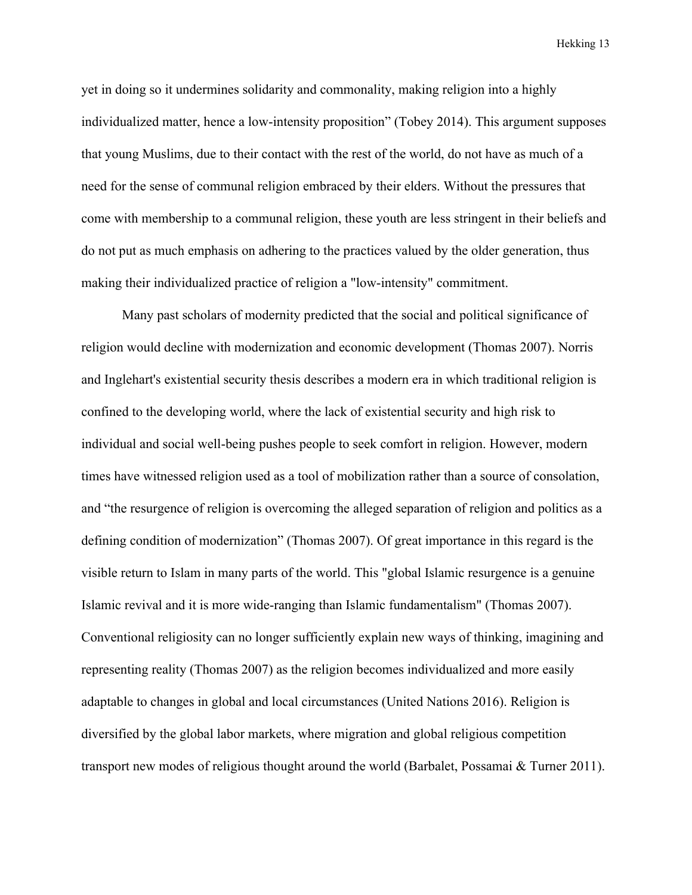yet in doing so it undermines solidarity and commonality, making religion into a highly individualized matter, hence a low-intensity proposition" (Tobey 2014). This argument supposes that young Muslims, due to their contact with the rest of the world, do not have as much of a need for the sense of communal religion embraced by their elders. Without the pressures that come with membership to a communal religion, these youth are less stringent in their beliefs and do not put as much emphasis on adhering to the practices valued by the older generation, thus making their individualized practice of religion a "low-intensity" commitment.

Many past scholars of modernity predicted that the social and political significance of religion would decline with modernization and economic development (Thomas 2007). Norris and Inglehart's existential security thesis describes a modern era in which traditional religion is confined to the developing world, where the lack of existential security and high risk to individual and social well-being pushes people to seek comfort in religion. However, modern times have witnessed religion used as a tool of mobilization rather than a source of consolation, and "the resurgence of religion is overcoming the alleged separation of religion and politics as a defining condition of modernization" (Thomas 2007). Of great importance in this regard is the visible return to Islam in many parts of the world. This "global Islamic resurgence is a genuine Islamic revival and it is more wide-ranging than Islamic fundamentalism" (Thomas 2007). Conventional religiosity can no longer sufficiently explain new ways of thinking, imagining and representing reality (Thomas 2007) as the religion becomes individualized and more easily adaptable to changes in global and local circumstances (United Nations 2016). Religion is diversified by the global labor markets, where migration and global religious competition transport new modes of religious thought around the world (Barbalet, Possamai & Turner 2011).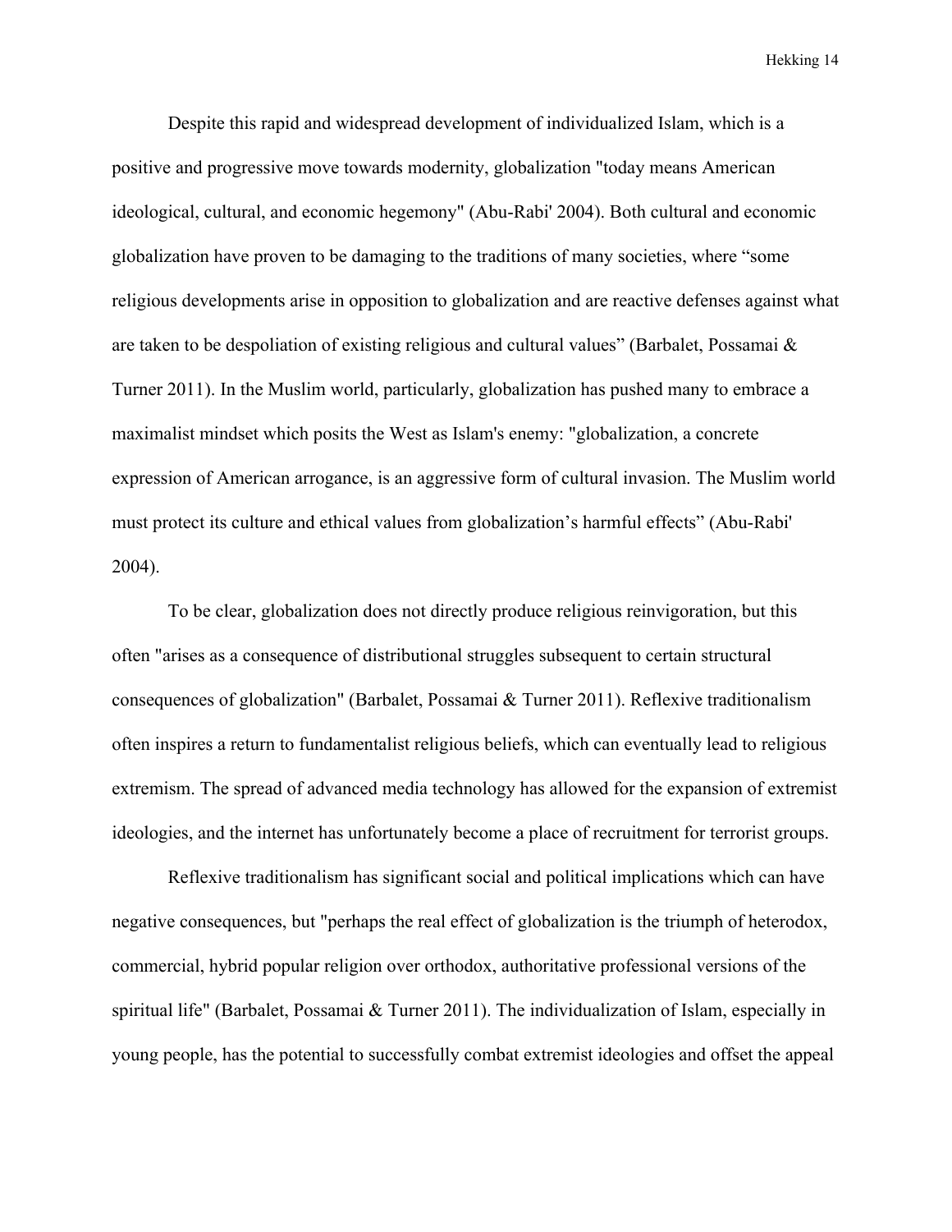Despite this rapid and widespread development of individualized Islam, which is a positive and progressive move towards modernity, globalization "today means American ideological, cultural, and economic hegemony" (Abu-Rabi' 2004). Both cultural and economic globalization have proven to be damaging to the traditions of many societies, where "some religious developments arise in opposition to globalization and are reactive defenses against what are taken to be despoliation of existing religious and cultural values" (Barbalet, Possamai & Turner 2011). In the Muslim world, particularly, globalization has pushed many to embrace a maximalist mindset which posits the West as Islam's enemy: "globalization, a concrete expression of American arrogance, is an aggressive form of cultural invasion. The Muslim world must protect its culture and ethical values from globalization's harmful effects" (Abu-Rabi' 2004).

To be clear, globalization does not directly produce religious reinvigoration, but this often "arises as a consequence of distributional struggles subsequent to certain structural consequences of globalization" (Barbalet, Possamai & Turner 2011). Reflexive traditionalism often inspires a return to fundamentalist religious beliefs, which can eventually lead to religious extremism. The spread of advanced media technology has allowed for the expansion of extremist ideologies, and the internet has unfortunately become a place of recruitment for terrorist groups.

Reflexive traditionalism has significant social and political implications which can have negative consequences, but "perhaps the real effect of globalization is the triumph of heterodox, commercial, hybrid popular religion over orthodox, authoritative professional versions of the spiritual life" (Barbalet, Possamai & Turner 2011). The individualization of Islam, especially in young people, has the potential to successfully combat extremist ideologies and offset the appeal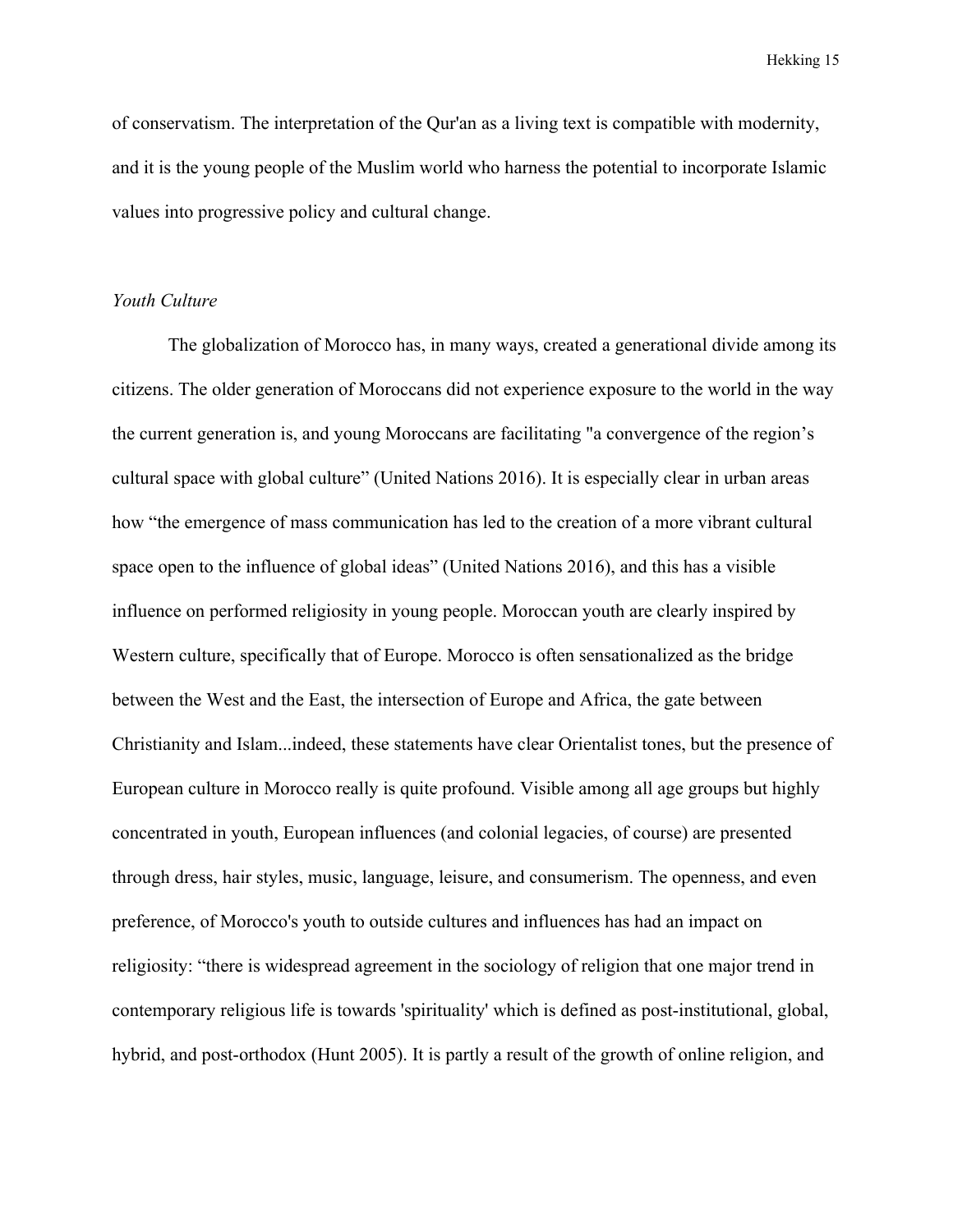of conservatism. The interpretation of the Qur'an as a living text is compatible with modernity, and it is the young people of the Muslim world who harness the potential to incorporate Islamic values into progressive policy and cultural change.

*Youth Culture*

The globalization of Morocco has, in many ways, created a generational divide among its citizens. The older generation of Moroccans did not experience exposure to the world in the way the current generation is, and young Moroccans are facilitating "a convergence of the region's cultural space with global culture" (United Nations 2016). It is especially clear in urban areas how "the emergence of mass communication has led to the creation of a more vibrant cultural space open to the influence of global ideas" (United Nations 2016), and this has a visible influence on performed religiosity in young people. Moroccan youth are clearly inspired by Western culture, specifically that of Europe. Morocco is often sensationalized as the bridge between the West and the East, the intersection of Europe and Africa, the gate between Christianity and Islam...indeed, these statements have clear Orientalist tones, but the presence of European culture in Morocco really is quite profound. Visible among all age groups but highly concentrated in youth, European influences (and colonial legacies, of course) are presented through dress, hair styles, music, language, leisure, and consumerism. The openness, and even preference, of Morocco's youth to outside cultures and influences has had an impact on religiosity: "there is widespread agreement in the sociology of religion that one major trend in contemporary religious life is towards 'spirituality' which is defined as post-institutional, global, hybrid, and post-orthodox (Hunt 2005). It is partly a result of the growth of online religion, and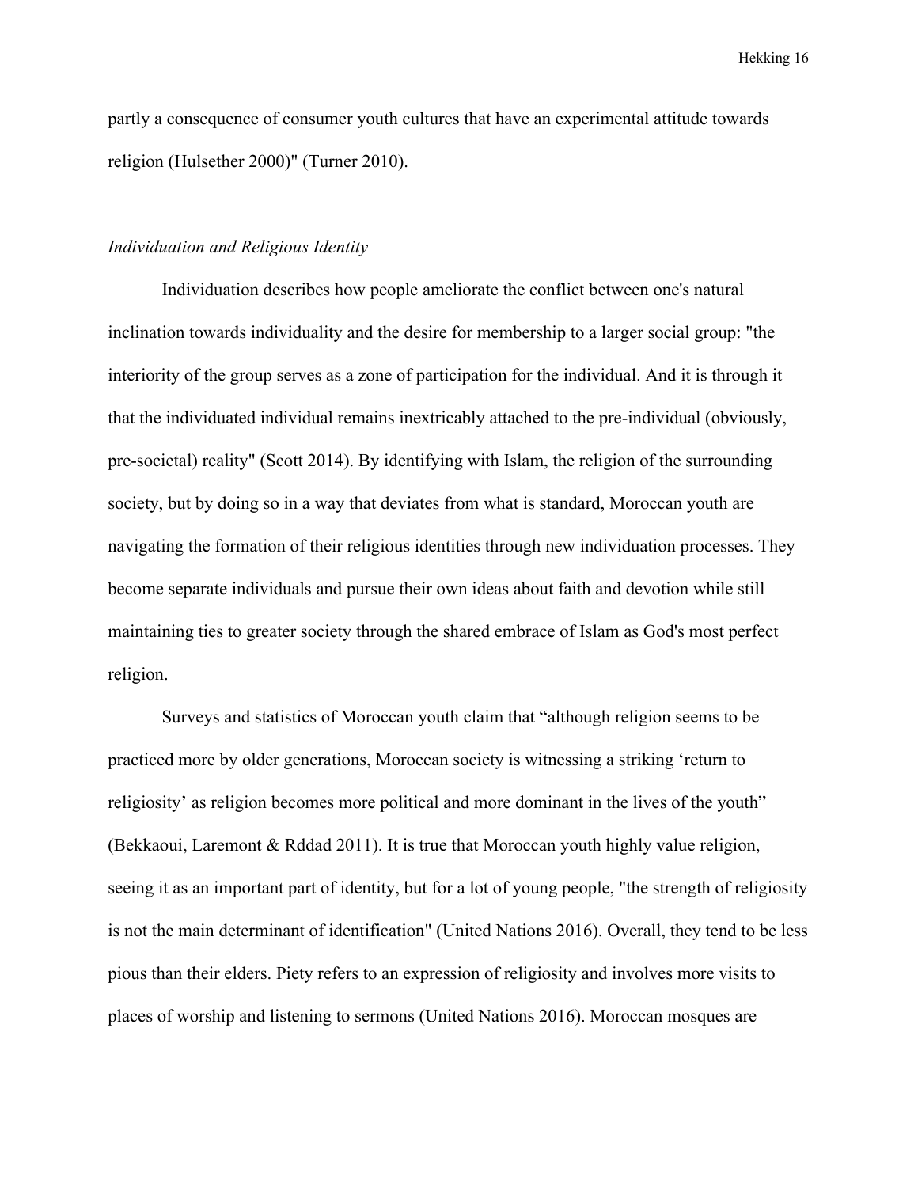partly a consequence of consumer youth cultures that have an experimental attitude towards religion (Hulsether 2000)" (Turner 2010).

### *Individuation and Religious Identity*

Individuation describes how people ameliorate the conflict between one's natural inclination towards individuality and the desire for membership to a larger social group: "the interiority of the group serves as a zone of participation for the individual. And it is through it that the individuated individual remains inextricably attached to the pre-individual (obviously, pre-societal) reality" (Scott 2014). By identifying with Islam, the religion of the surrounding society, but by doing so in a way that deviates from what is standard, Moroccan youth are navigating the formation of their religious identities through new individuation processes. They become separate individuals and pursue their own ideas about faith and devotion while still maintaining ties to greater society through the shared embrace of Islam as God's most perfect religion.

Surveys and statistics of Moroccan youth claim that "although religion seems to be practiced more by older generations, Moroccan society is witnessing a striking 'return to religiosity' as religion becomes more political and more dominant in the lives of the youth" (Bekkaoui, Laremont & Rddad 2011). It is true that Moroccan youth highly value religion, seeing it as an important part of identity, but for a lot of young people, "the strength of religiosity is not the main determinant of identification" (United Nations 2016). Overall, they tend to be less pious than their elders. Piety refers to an expression of religiosity and involves more visits to places of worship and listening to sermons (United Nations 2016). Moroccan mosques are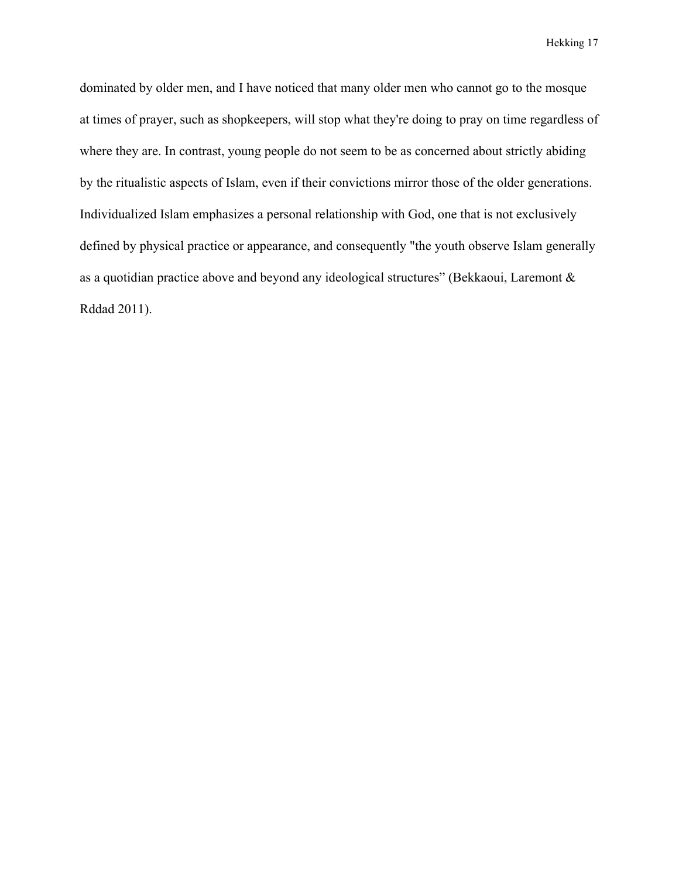dominated by older men, and I have noticed that many older men who cannot go to the mosque at times of prayer, such as shopkeepers, will stop what they're doing to pray on time regardless of where they are. In contrast, young people do not seem to be as concerned about strictly abiding by the ritualistic aspects of Islam, even if their convictions mirror those of the older generations. Individualized Islam emphasizes a personal relationship with God, one that is not exclusively defined by physical practice or appearance, and consequently "the youth observe Islam generally as a quotidian practice above and beyond any ideological structures" (Bekkaoui, Laremont & Rddad 2011).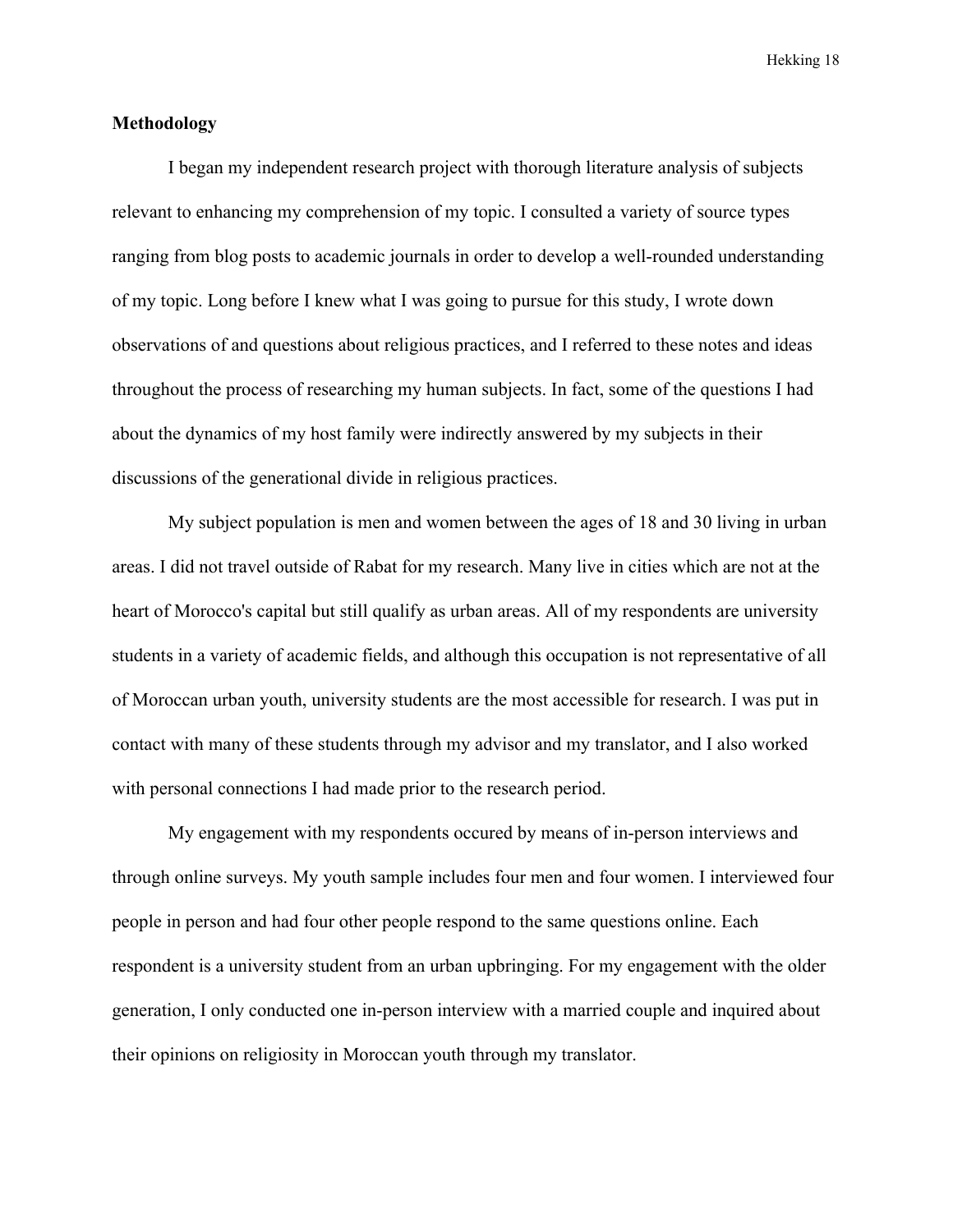**Methodology**

I began my independent research project with thorough literature analysis of subjects relevant to enhancing my comprehension of my topic. I consulted a variety of source types ranging from blog posts to academic journals in order to develop a well-rounded understanding of my topic. Long before I knew what I was going to pursue for this study, I wrote down observations of and questions about religious practices, and I referred to these notes and ideas throughout the process of researching my human subjects. In fact, some of the questions I had about the dynamics of my host family were indirectly answered by my subjects in their discussions of the generational divide in religious practices.

My subject population is men and women between the ages of 18 and 30 living in urban areas. I did not travel outside of Rabat for my research. Many live in cities which are not at the heart of Morocco's capital but still qualify as urban areas. All of my respondents are university students in a variety of academic fields, and although this occupation is not representative of all of Moroccan urban youth, university students are the most accessible for research. I was put in contact with many of these students through my advisor and my translator, and I also worked with personal connections I had made prior to the research period.

My engagement with my respondents occured by means of in-person interviews and through online surveys. My youth sample includes four men and four women. I interviewed four people in person and had four other people respond to the same questions online. Each respondent is a university student from an urban upbringing. For my engagement with the older generation, I only conducted one in-person interview with a married couple and inquired about their opinions on religiosity in Moroccan youth through my translator.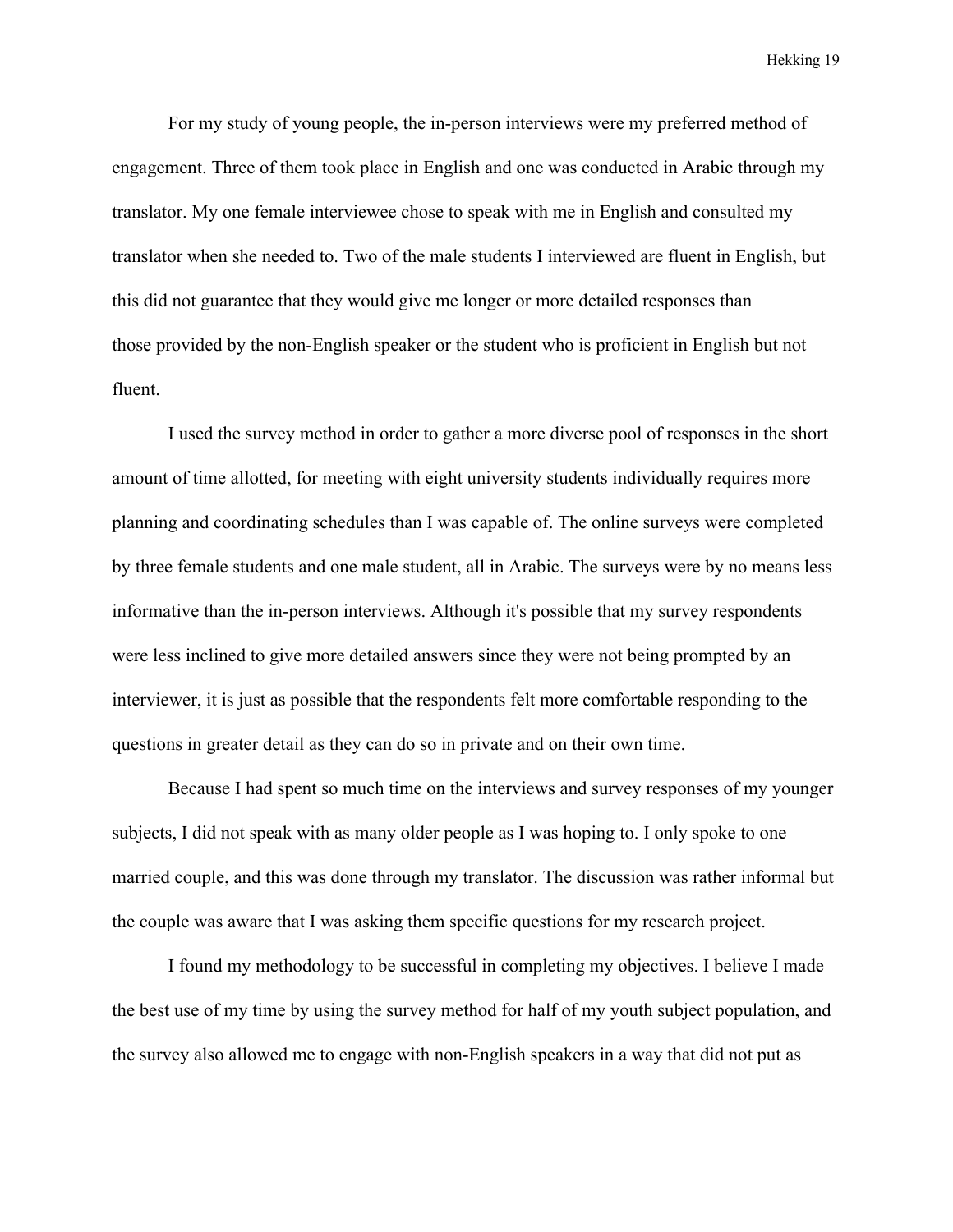For my study of young people, the in-person interviews were my preferred method of engagement. Three of them took place in English and one was conducted in Arabic through my translator. My one female interviewee chose to speak with me in English and consulted my translator when she needed to. Two of the male students I interviewed are fluent in English, but this did not guarantee that they would give me longer or more detailed responses than those provided by the non-English speaker or the student who is proficient in English but not fluent.

I used the survey method in order to gather a more diverse pool of responses in the short amount of time allotted, for meeting with eight university students individually requires more planning and coordinating schedules than I was capable of. The online surveys were completed by three female students and one male student, all in Arabic. The surveys were by no means less informative than the in-person interviews. Although it's possible that my survey respondents were less inclined to give more detailed answers since they were not being prompted by an interviewer, it is just as possible that the respondents felt more comfortable responding to the questions in greater detail as they can do so in private and on their own time.

Because I had spent so much time on the interviews and survey responses of my younger subjects, I did not speak with as many older people as I was hoping to. I only spoke to one married couple, and this was done through my translator. The discussion was rather informal but the couple was aware that I was asking them specific questions for my research project.

I found my methodology to be successful in completing my objectives. I believe I made the best use of my time by using the survey method for half of my youth subject population, and the survey also allowed me to engage with non-English speakers in a way that did not put as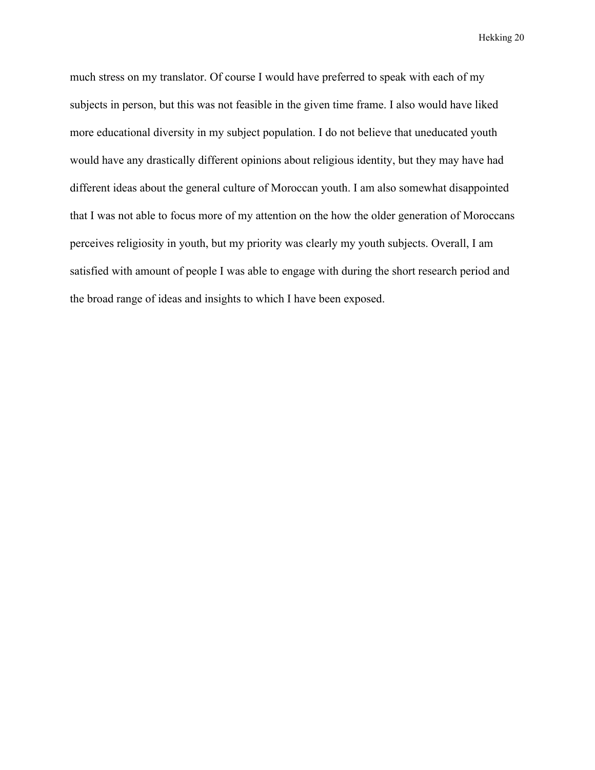much stress on my translator. Of course I would have preferred to speak with each of my subjects in person, but this was not feasible in the given time frame. I also would have liked more educational diversity in my subject population. I do not believe that uneducated youth would have any drastically different opinions about religious identity, but they may have had different ideas about the general culture of Moroccan youth. I am also somewhat disappointed that I was not able to focus more of my attention on the how the older generation of Moroccans perceives religiosity in youth, but my priority was clearly my youth subjects. Overall, I am satisfied with amount of people I was able to engage with during the short research period and the broad range of ideas and insights to which I have been exposed.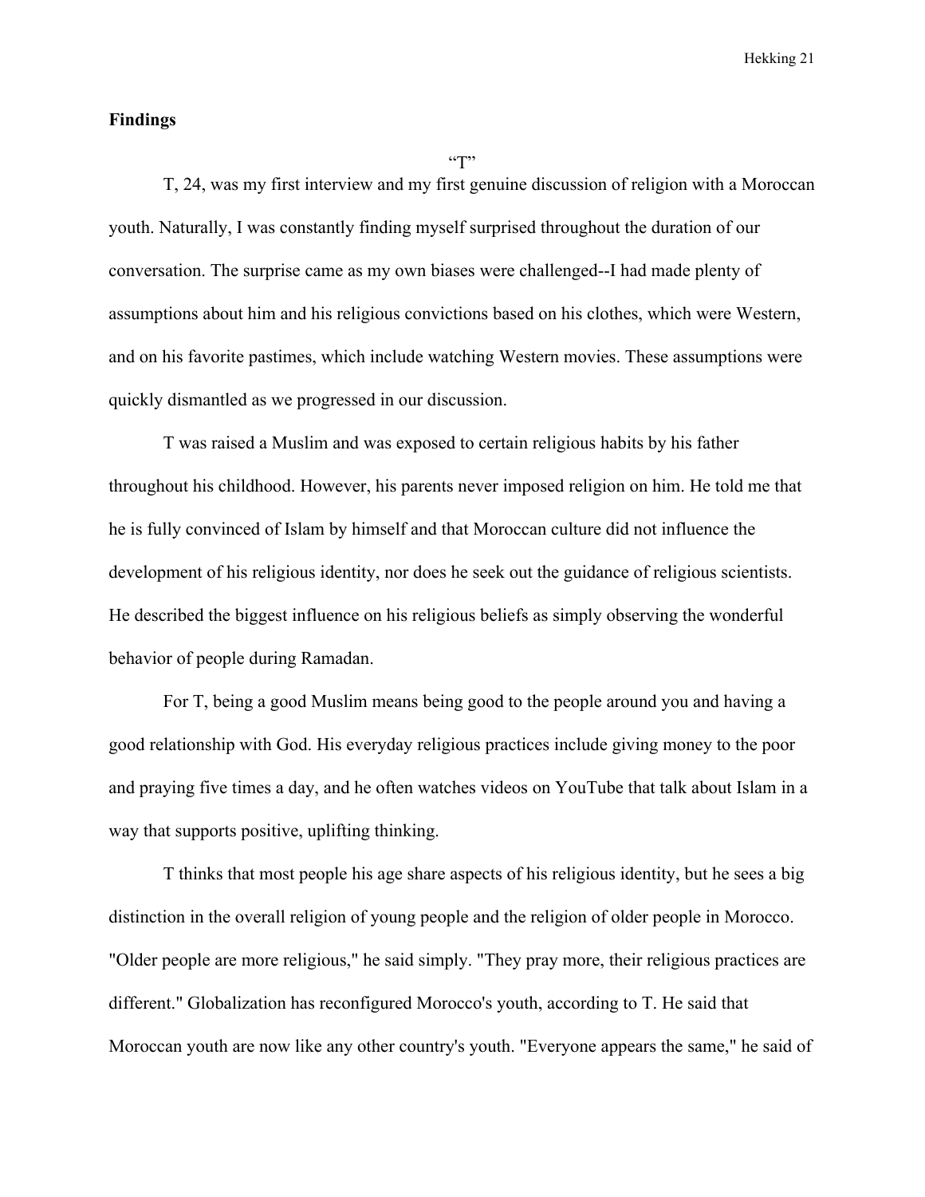## Findings

### "T"

T, 24, was my first interview and my first genuine discussion of religion with a Moroccan youth. Naturally, I was constantly finding myself surprised throughout the duration of our conversation. The surprise came as my own biases were challenged--I had made plenty of assumptions about him and his religious convictions based on his clothes, which were Western, and on his favorite pastimes, which include watching Western movies. These assumptions were quickly dismantled as we progressed in our discussion.

T was raised a Muslim and was exposed to certain religious habits by his father throughout his childhood. However, his parents never imposed religion on him. He told me that he is fully convinced of Islam by himself and that Moroccan culture did not influence the development of his religious identity, nor does he seek out the guidance of religious scientists. He described the biggest influence on his religious beliefs as simply observing the wonderful behavior of people during Ramadan.

For T, being a good Muslim means being good to the people around you and having a good relationship with God. His everyday religious practices include giving money to the poor and praying five times a day, and he often watches videos on YouTube that talk about Islam in a way that supports positive, uplifting thinking.

T thinks that most people his age share aspects of his religious identity, but he sees a big distinction in the overall religion of young people and the religion of older people in Morocco. "Older people are more religious," he said simply. "They pray more, their religious practices are different." Globalization has reconfigured Morocco's youth, according to T. He said that Moroccan youth are now like any other country's youth. "Everyone appears the same," he said of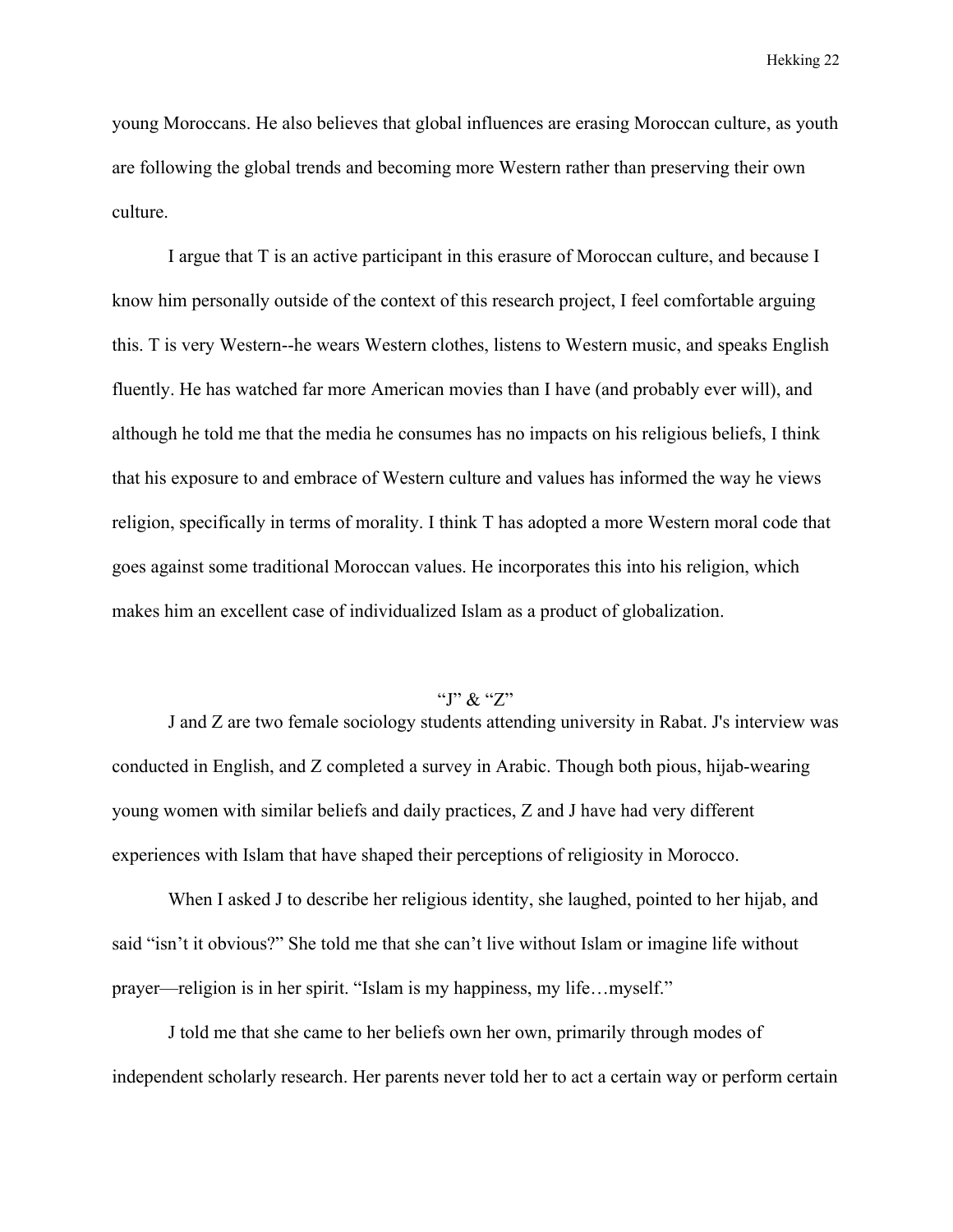young Moroccans. He also believes that global influences are erasing Moroccan culture, as youth are following the global trends and becoming more Western rather than preserving their own culture.

I argue that T is an active participant in this erasure of Moroccan culture, and because I know him personally outside of the context of this research project, I feel comfortable arguing this. T is very Western--he wears Western clothes, listens to Western music, and speaks English fluently. He has watched far more American movies than I have (and probably ever will), and although he told me that the media he consumes has no impacts on his religious beliefs, I think that his exposure to and embrace of Western culture and values has informed the way he views religion, specifically in terms of morality. I think T has adopted a more Western moral code that goes against some traditional Moroccan values. He incorporates this into his religion, which makes him an excellent case of individualized Islam as a product of globalization.

### "J" & "Z"

J and Z are two female sociology students attending university in Rabat. J's interview was conducted in English, and Z completed a survey in Arabic. Though both pious, hijab-wearing young women with similar beliefs and daily practices, Z and J have had very different experiences with Islam that have shaped their perceptions of religiosity in Morocco.

When I asked J to describe her religious identity, she laughed, pointed to her hijab, and said "isn't it obvious?" She told me that she can't live without Islam or imagine life without prayer—religion is in her spirit. "Islam is my happiness, my life…myself."

J told me that she came to her beliefs own her own, primarily through modes of independent scholarly research. Her parents never told her to act a certain way or perform certain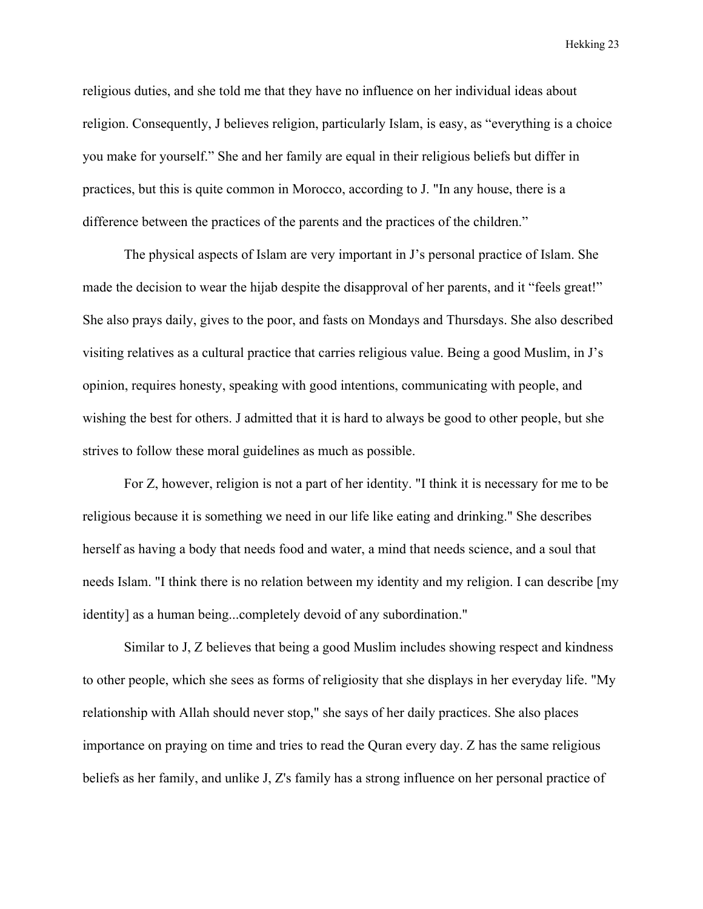religious duties, and she told me that they have no influence on her individual ideas about religion. Consequently, J believes religion, particularly Islam, is easy, as “everything is a choice you make for yourself.” She and her family are equal in their religious beliefs but differ in practices, but this is quite common in Morocco, according to J. "In any house, there is a difference between the practices of the parents and the practices of the children.”

The physical aspects of Islam are very important in J’s personal practice of Islam. She made the decision to wear the hijab despite the disapproval of her parents, and it “feels great!” She also prays daily, gives to the poor, and fasts on Mondays and Thursdays. She also described visiting relatives as a cultural practice that carries religious value. Being a good Muslim, in J’s opinion, requires honesty, speaking with good intentions, communicating with people, and wishing the best for others. J admitted that it is hard to always be good to other people, but she strives to follow these moral guidelines as much as possible.

For Z, however, religion is not a part of her identity. "I think it is necessary for me to be religious because it is something we need in our life like eating and drinking." She describes herself as having a body that needs food and water, a mind that needs science, and a soul that needs Islam. "I think there is no relation between my identity and my religion. I can describe [my identity] as a human being...completely devoid of any subordination."

Similar to J, Z believes that being a good Muslim includes showing respect and kindness to other people, which she sees as forms of religiosity that she displays in her everyday life. "My relationship with Allah should never stop," she says of her daily practices. She also places importance on praying on time and tries to read the Quran every day. Z has the same religious beliefs as her family, and unlike J, Z's family has a strong influence on her personal practice of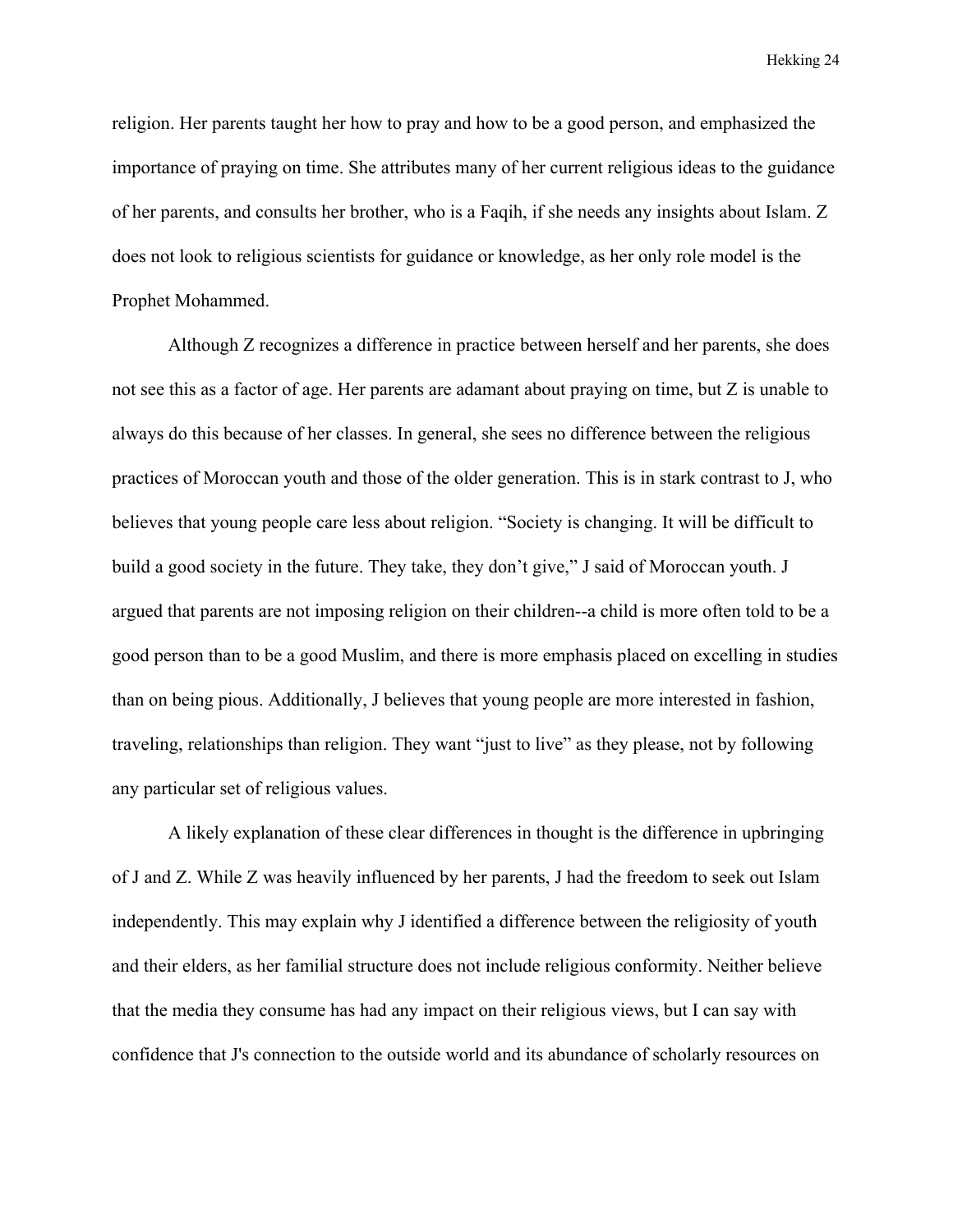religion. Her parents taught her how to pray and how to be a good person, and emphasized the importance of praying on time. She attributes many of her current religious ideas to the guidance of her parents, and consults her brother, who is a Faqih, if she needs any insights about Islam. Z does not look to religious scientists for guidance or knowledge, as her only role model is the Prophet Mohammed.

Although Z recognizes a difference in practice between herself and her parents, she does not see this as a factor of age. Her parents are adamant about praying on time, but Z is unable to always do this because of her classes. In general, she sees no difference between the religious practices of Moroccan youth and those of the older generation. This is in stark contrast to J, who believes that young people care less about religion. "Society is changing. It will be difficult to build a good society in the future. They take, they don't give," J said of Moroccan youth. J argued that parents are not imposing religion on their children--a child is more often told to be a good person than to be a good Muslim, and there is more emphasis placed on excelling in studies than on being pious. Additionally, J believes that young people are more interested in fashion, traveling, relationships than religion. They want "just to live" as they please, not by following any particular set of religious values.

A likely explanation of these clear differences in thought is the difference in upbringing of J and Z. While Z was heavily influenced by her parents, J had the freedom to seek out Islam independently. This may explain why J identified a difference between the religiosity of youth and their elders, as her familial structure does not include religious conformity. Neither believe that the media they consume has had any impact on their religious views, but I can say with confidence that J's connection to the outside world and its abundance of scholarly resources on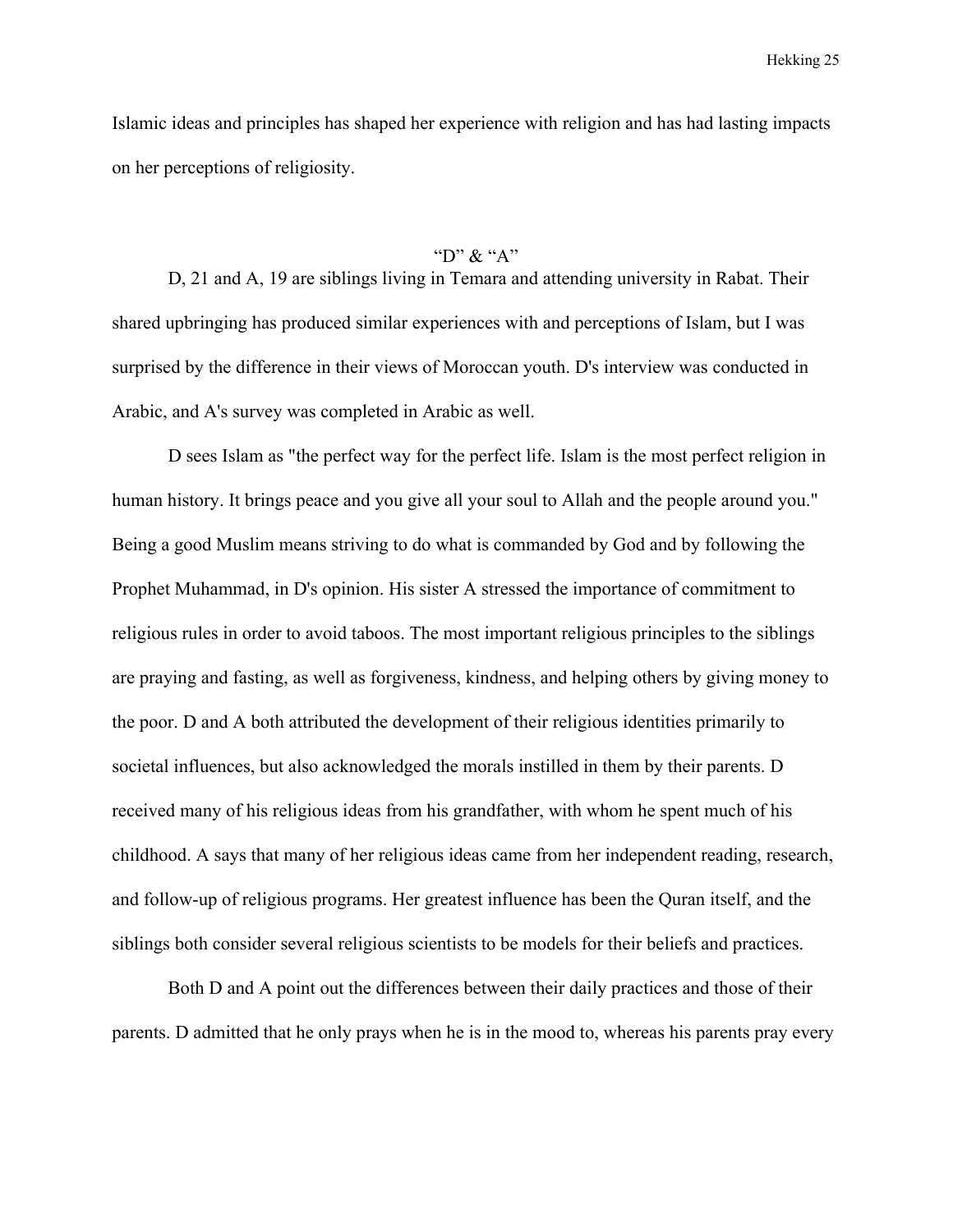Islamic ideas and principles has shaped her experience with religion and has had lasting impacts on her perceptions of religiosity.

### "D" & "A"

D, 21 and A, 19 are siblings living in Temara and attending university in Rabat. Their shared upbringing has produced similar experiences with and perceptions of Islam, but I was surprised by the difference in their views of Moroccan youth. D's interview was conducted in Arabic, and A's survey was completed in Arabic as well.

D sees Islam as "the perfect way for the perfect life. Islam is the most perfect religion in human history. It brings peace and you give all your soul to Allah and the people around you." Being a good Muslim means striving to do what is commanded by God and by following the Prophet Muhammad, in D's opinion. His sister A stressed the importance of commitment to religious rules in order to avoid taboos. The most important religious principles to the siblings are praying and fasting, as well as forgiveness, kindness, and helping others by giving money to the poor. D and A both attributed the development of their religious identities primarily to societal influences, but also acknowledged the morals instilled in them by their parents. D received many of his religious ideas from his grandfather, with whom he spent much of his childhood. A says that many of her religious ideas came from her independent reading, research, and follow-up of religious programs. Her greatest influence has been the Quran itself, and the siblings both consider several religious scientists to be models for their beliefs and practices.

Both D and A point out the differences between their daily practices and those of their parents. D admitted that he only prays when he is in the mood to, whereas his parents pray every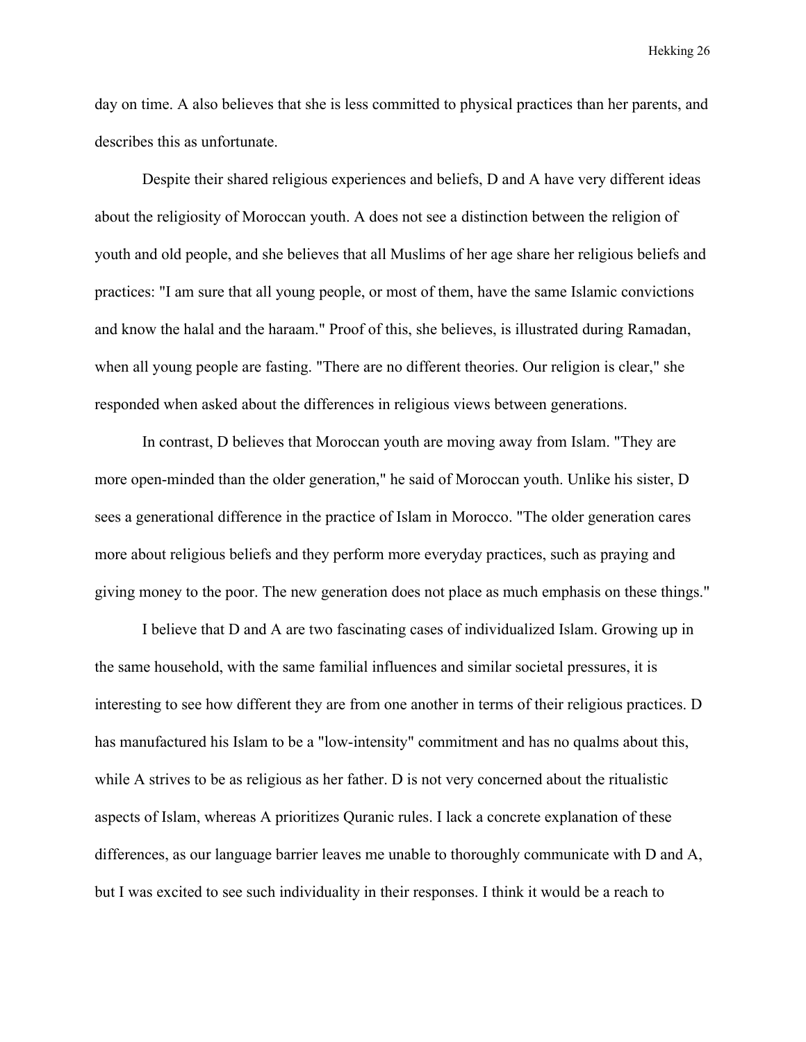day on time. A also believes that she is less committed to physical practices than her parents, and describes this as unfortunate.

Despite their shared religious experiences and beliefs, D and A have very different ideas about the religiosity of Moroccan youth. A does not see a distinction between the religion of youth and old people, and she believes that all Muslims of her age share her religious beliefs and practices: "I am sure that all young people, or most of them, have the same Islamic convictions and know the halal and the haraam." Proof of this, she believes, is illustrated during Ramadan, when all young people are fasting. "There are no different theories. Our religion is clear," she responded when asked about the differences in religious views between generations.

In contrast, D believes that Moroccan youth are moving away from Islam. "They are more open-minded than the older generation," he said of Moroccan youth. Unlike his sister, D sees a generational difference in the practice of Islam in Morocco. "The older generation cares more about religious beliefs and they perform more everyday practices, such as praying and giving money to the poor. The new generation does not place as much emphasis on these things."

I believe that D and A are two fascinating cases of individualized Islam. Growing up in the same household, with the same familial influences and similar societal pressures, it is interesting to see how different they are from one another in terms of their religious practices. D has manufactured his Islam to be a "low-intensity" commitment and has no qualms about this, while A strives to be as religious as her father. D is not very concerned about the ritualistic aspects of Islam, whereas A prioritizes Quranic rules. I lack a concrete explanation of these differences, as our language barrier leaves me unable to thoroughly communicate with D and A, but I was excited to see such individuality in their responses. I think it would be a reach to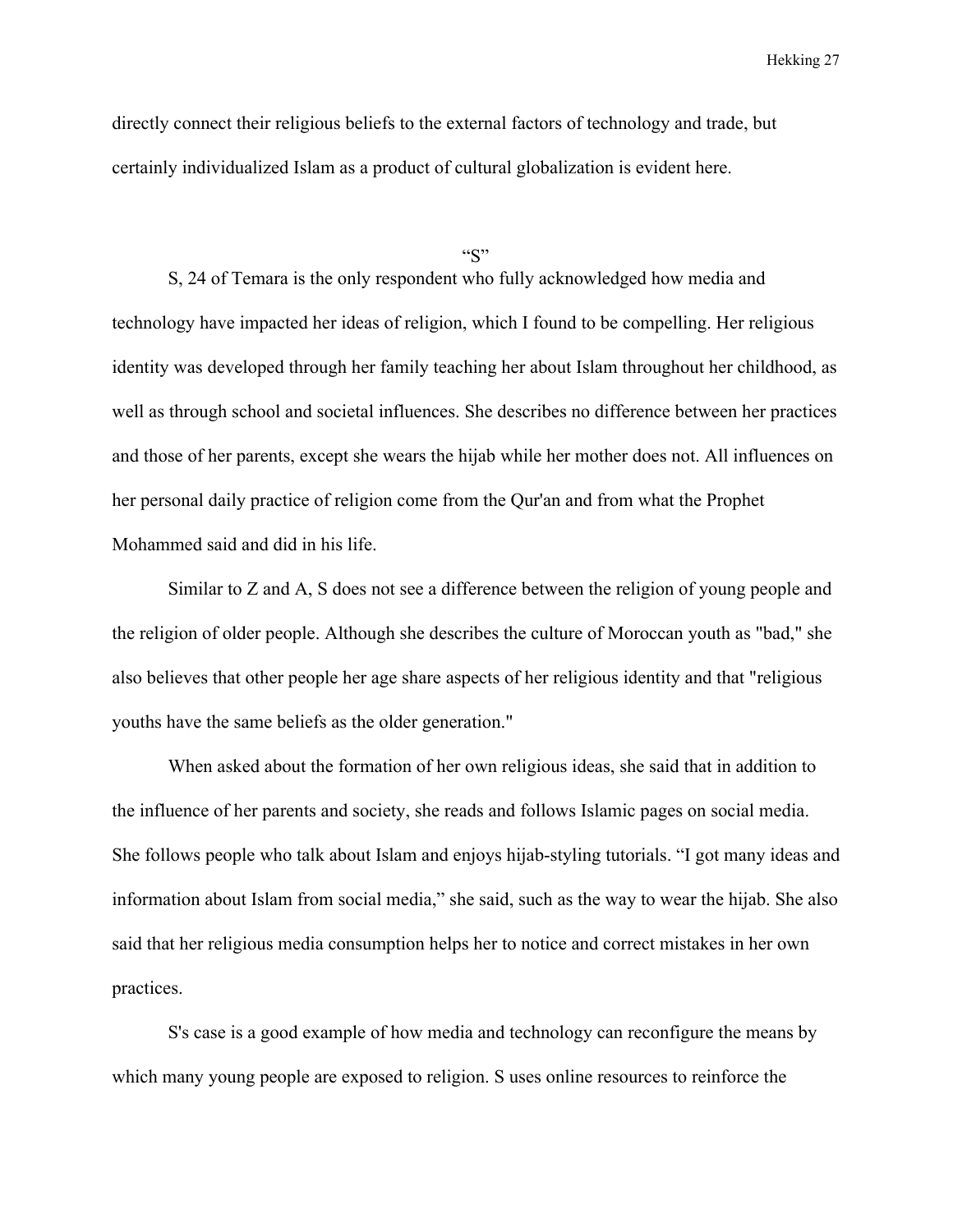directly connect their religious beliefs to the external factors of technology and trade, but certainly individualized Islam as a product of cultural globalization is evident here.

### "S"

S, 24 of Temara is the only respondent who fully acknowledged how media and technology have impacted her ideas of religion, which I found to be compelling. Her religious identity was developed through her family teaching her about Islam throughout her childhood, as well as through school and societal influences. She describes no difference between her practices and those of her parents, except she wears the hijab while her mother does not. All influences on her personal daily practice of religion come from the Qur'an and from what the Prophet Mohammed said and did in his life.

Similar to Z and A, S does not see a difference between the religion of young people and the religion of older people. Although she describes the culture of Moroccan youth as "bad," she also believes that other people her age share aspects of her religious identity and that "religious youths have the same beliefs as the older generation."

When asked about the formation of her own religious ideas, she said that in addition to the influence of her parents and society, she reads and follows Islamic pages on social media. She follows people who talk about Islam and enjoys hijab-styling tutorials. "I got many ideas and information about Islam from social media," she said, such as the way to wear the hijab. She also said that her religious media consumption helps her to notice and correct mistakes in her own practices.

S's case is a good example of how media and technology can reconfigure the means by which many young people are exposed to religion. S uses online resources to reinforce the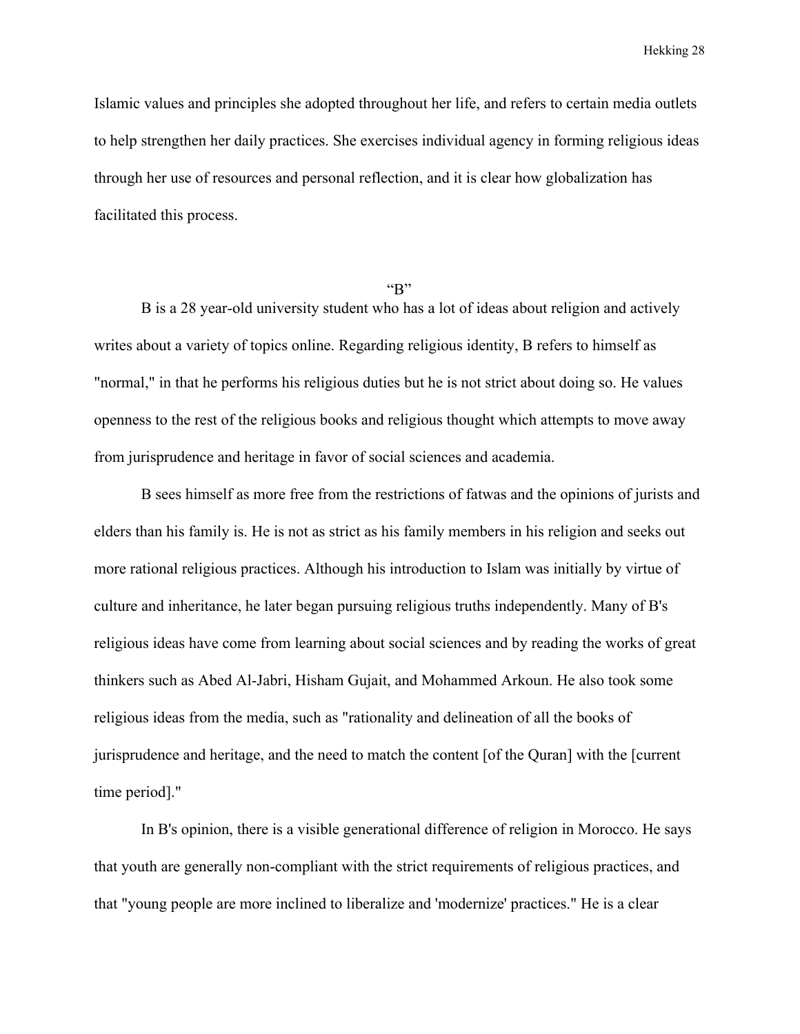Islamic values and principles she adopted throughout her life, and refers to certain media outlets to help strengthen her daily practices. She exercises individual agency in forming religious ideas through her use of resources and personal reflection, and it is clear how globalization has facilitated this process.

### "B"

B is a 28 year-old university student who has a lot of ideas about religion and actively writes about a variety of topics online. Regarding religious identity, B refers to himself as "normal," in that he performs his religious duties but he is not strict about doing so. He values openness to the rest of the religious books and religious thought which attempts to move away from jurisprudence and heritage in favor of social sciences and academia.

B sees himself as more free from the restrictions of fatwas and the opinions of jurists and elders than his family is. He is not as strict as his family members in his religion and seeks out more rational religious practices. Although his introduction to Islam was initially by virtue of culture and inheritance, he later began pursuing religious truths independently. Many of B's religious ideas have come from learning about social sciences and by reading the works of great thinkers such as Abed Al-Jabri, Hisham Gujait, and Mohammed Arkoun. He also took some religious ideas from the media, such as "rationality and delineation of all the books of jurisprudence and heritage, and the need to match the content [of the Quran] with the [current time period]."

In B's opinion, there is a visible generational difference of religion in Morocco. He says that youth are generally non-compliant with the strict requirements of religious practices, and that "young people are more inclined to liberalize and 'modernize' practices." He is a clear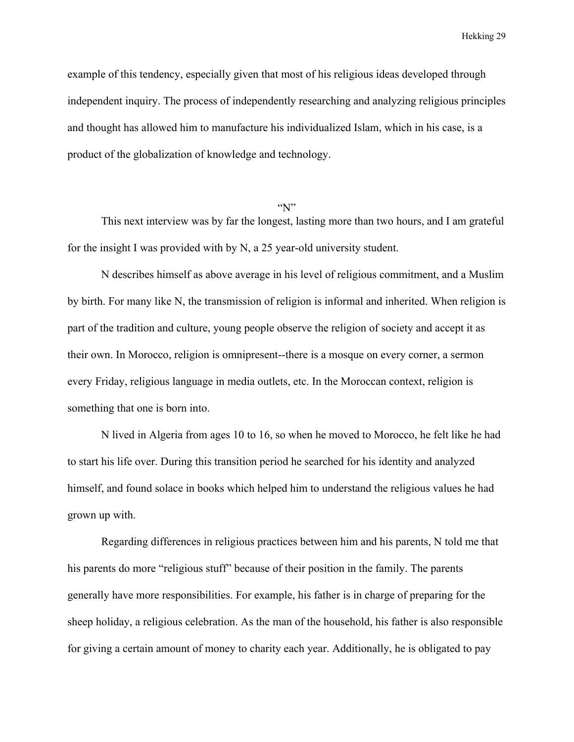example of this tendency, especially given that most of his religious ideas developed through independent inquiry. The process of independently researching and analyzing religious principles and thought has allowed him to manufacture his individualized Islam, which in his case, is a product of the globalization of knowledge and technology.

## "N"

This next interview was by far the longest, lasting more than two hours, and I am grateful for the insight I was provided with by N, a 25 year-old university student.

N describes himself as above average in his level of religious commitment, and a Muslim by birth. For many like N, the transmission of religion is informal and inherited. When religion is part of the tradition and culture, young people observe the religion of society and accept it as their own. In Morocco, religion is omnipresent--there is a mosque on every corner, a sermon every Friday, religious language in media outlets, etc. In the Moroccan context, religion is something that one is born into.

N lived in Algeria from ages 10 to 16, so when he moved to Morocco, he felt like he had to start his life over. During this transition period he searched for his identity and analyzed himself, and found solace in books which helped him to understand the religious values he had grown up with.

Regarding differences in religious practices between him and his parents, N told me that his parents do more "religious stuff" because of their position in the family. The parents generally have more responsibilities. For example, his father is in charge of preparing for the sheep holiday, a religious celebration. As the man of the household, his father is also responsible for giving a certain amount of money to charity each year. Additionally, he is obligated to pay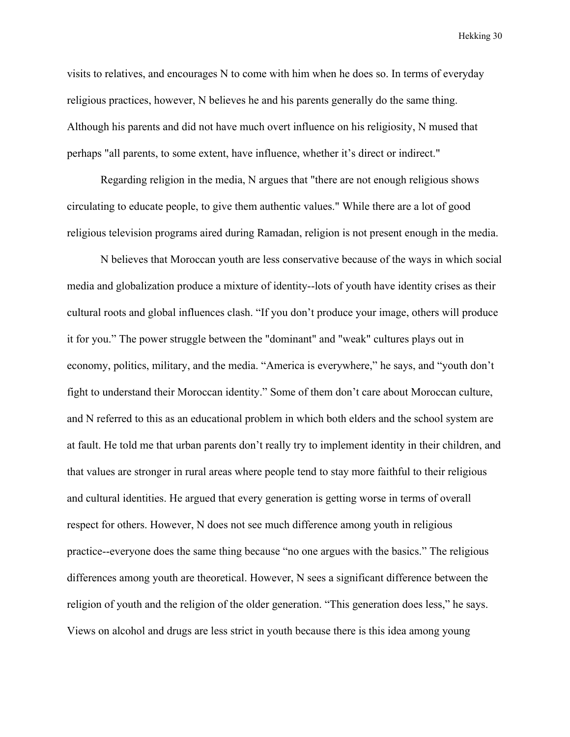visits to relatives, and encourages N to come with him when he does so. In terms of everyday religious practices, however, N believes he and his parents generally do the same thing. Although his parents and did not have much overt influence on his religiosity, N mused that perhaps "all parents, to some extent, have influence, whether it's direct or indirect."

Regarding religion in the media, N argues that "there are not enough religious shows circulating to educate people, to give them authentic values." While there are a lot of good religious television programs aired during Ramadan, religion is not present enough in the media.

N believes that Moroccan youth are less conservative because of the ways in which social media and globalization produce a mixture of identity--lots of youth have identity crises as their cultural roots and global influences clash. "If you don't produce your image, others will produce it for you." The power struggle between the "dominant" and "weak" cultures plays out in economy, politics, military, and the media. "America is everywhere," he says, and "youth don't fight to understand their Moroccan identity." Some of them don't care about Moroccan culture, and N referred to this as an educational problem in which both elders and the school system are at fault. He told me that urban parents don't really try to implement identity in their children, and that values are stronger in rural areas where people tend to stay more faithful to their religious and cultural identities. He argued that every generation is getting worse in terms of overall respect for others. However, N does not see much difference among youth in religious practice--everyone does the same thing because "no one argues with the basics." The religious differences among youth are theoretical. However, N sees a significant difference between the religion of youth and the religion of the older generation. "This generation does less," he says. Views on alcohol and drugs are less strict in youth because there is this idea among young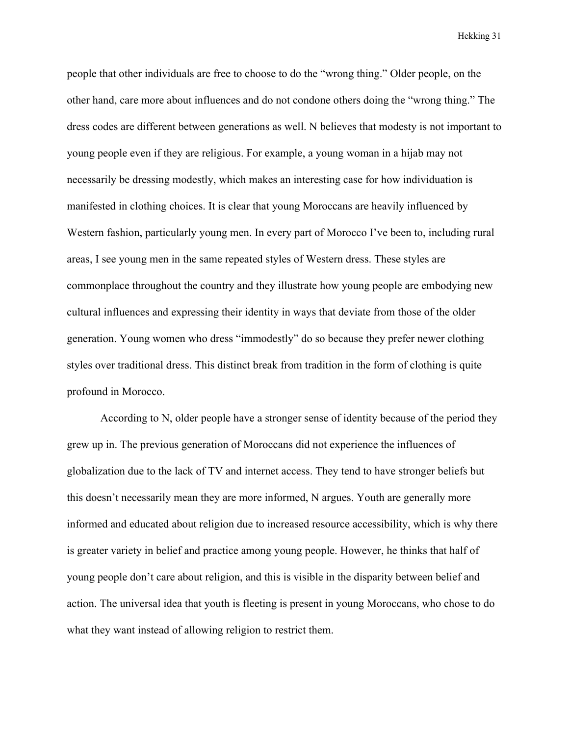people that other individuals are free to choose to do the "wrong thing." Older people, on the other hand, care more about influences and do not condone others doing the "wrong thing." The dress codes are different between generations as well. N believes that modesty is not important to young people even if they are religious. For example, a young woman in a hijab may not necessarily be dressing modestly, which makes an interesting case for how individuation is manifested in clothing choices. It is clear that young Moroccans are heavily influenced by Western fashion, particularly young men. In every part of Morocco I've been to, including rural areas, I see young men in the same repeated styles of Western dress. These styles are commonplace throughout the country and they illustrate how young people are embodying new cultural influences and expressing their identity in ways that deviate from those of the older generation. Young women who dress "immodestly" do so because they prefer newer clothing styles over traditional dress. This distinct break from tradition in the form of clothing is quite profound in Morocco.

According to N, older people have a stronger sense of identity because of the period they grew up in. The previous generation of Moroccans did not experience the influences of globalization due to the lack of TV and internet access. They tend to have stronger beliefs but this doesn't necessarily mean they are more informed, N argues. Youth are generally more informed and educated about religion due to increased resource accessibility, which is why there is greater variety in belief and practice among young people. However, he thinks that half of young people don't care about religion, and this is visible in the disparity between belief and action. The universal idea that youth is fleeting is present in young Moroccans, who chose to do what they want instead of allowing religion to restrict them.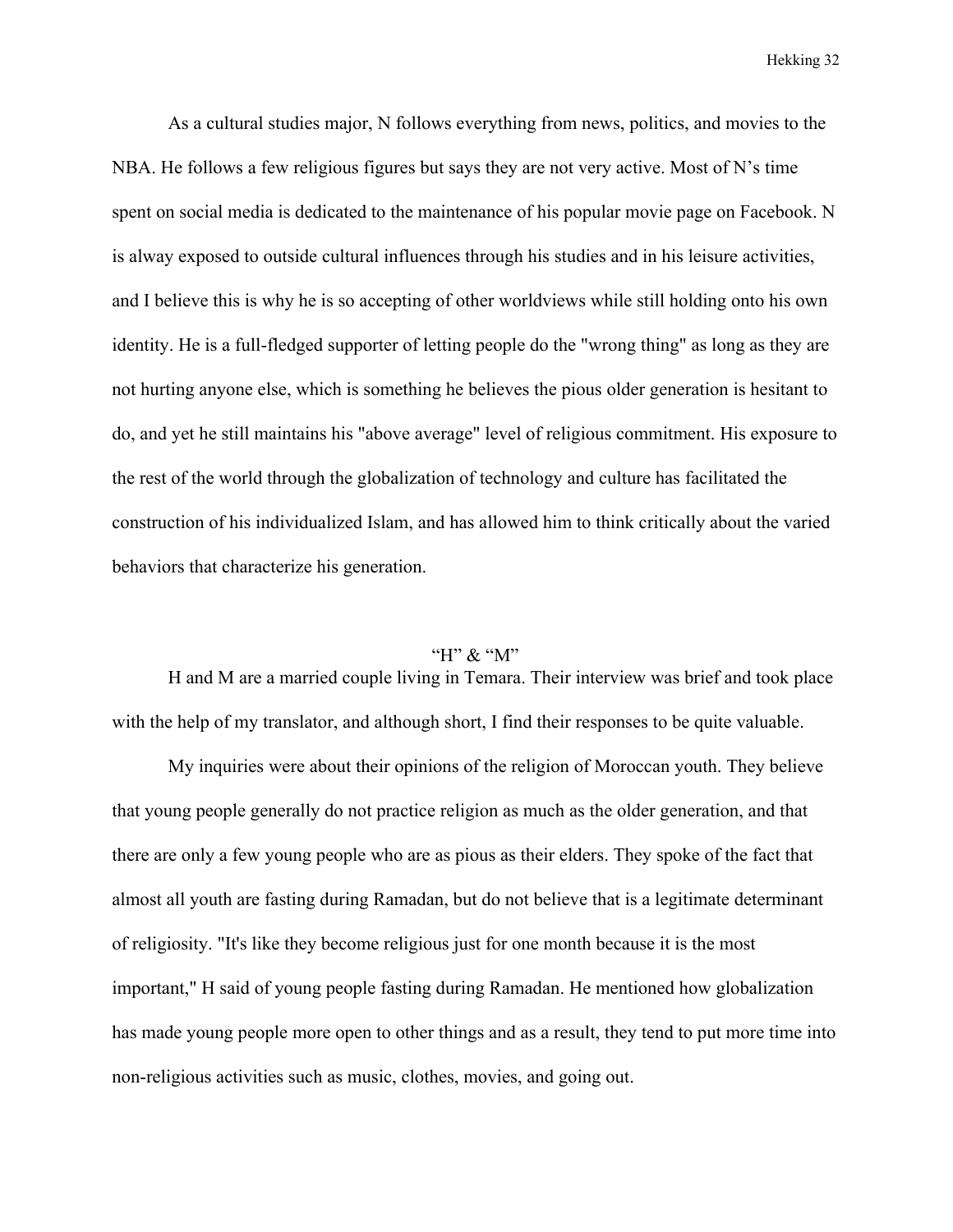As a cultural studies major, N follows everything from news, politics, and movies to the NBA. He follows a few religious figures but says they are not very active. Most of N's time spent on social media is dedicated to the maintenance of his popular movie page on Facebook. N is alway exposed to outside cultural influences through his studies and in his leisure activities, and I believe this is why he is so accepting of other worldviews while still holding onto his own identity. He is a full-fledged supporter of letting people do the "wrong thing" as long as they are not hurting anyone else, which is something he believes the pious older generation is hesitant to do, and yet he still maintains his "above average" level of religious commitment. His exposure to the rest of the world through the globalization of technology and culture has facilitated the construction of his individualized Islam, and has allowed him to think critically about the varied behaviors that characterize his generation.

### "H" & "M"

H and M are a married couple living in Temara. Their interview was brief and took place with the help of my translator, and although short, I find their responses to be quite valuable.

My inquiries were about their opinions of the religion of Moroccan youth. They believe that young people generally do not practice religion as much as the older generation, and that there are only a few young people who are as pious as their elders. They spoke of the fact that almost all youth are fasting during Ramadan, but do not believe that is a legitimate determinant of religiosity. "It's like they become religious just for one month because it is the most important," H said of young people fasting during Ramadan. He mentioned how globalization has made young people more open to other things and as a result, they tend to put more time into non-religious activities such as music, clothes, movies, and going out.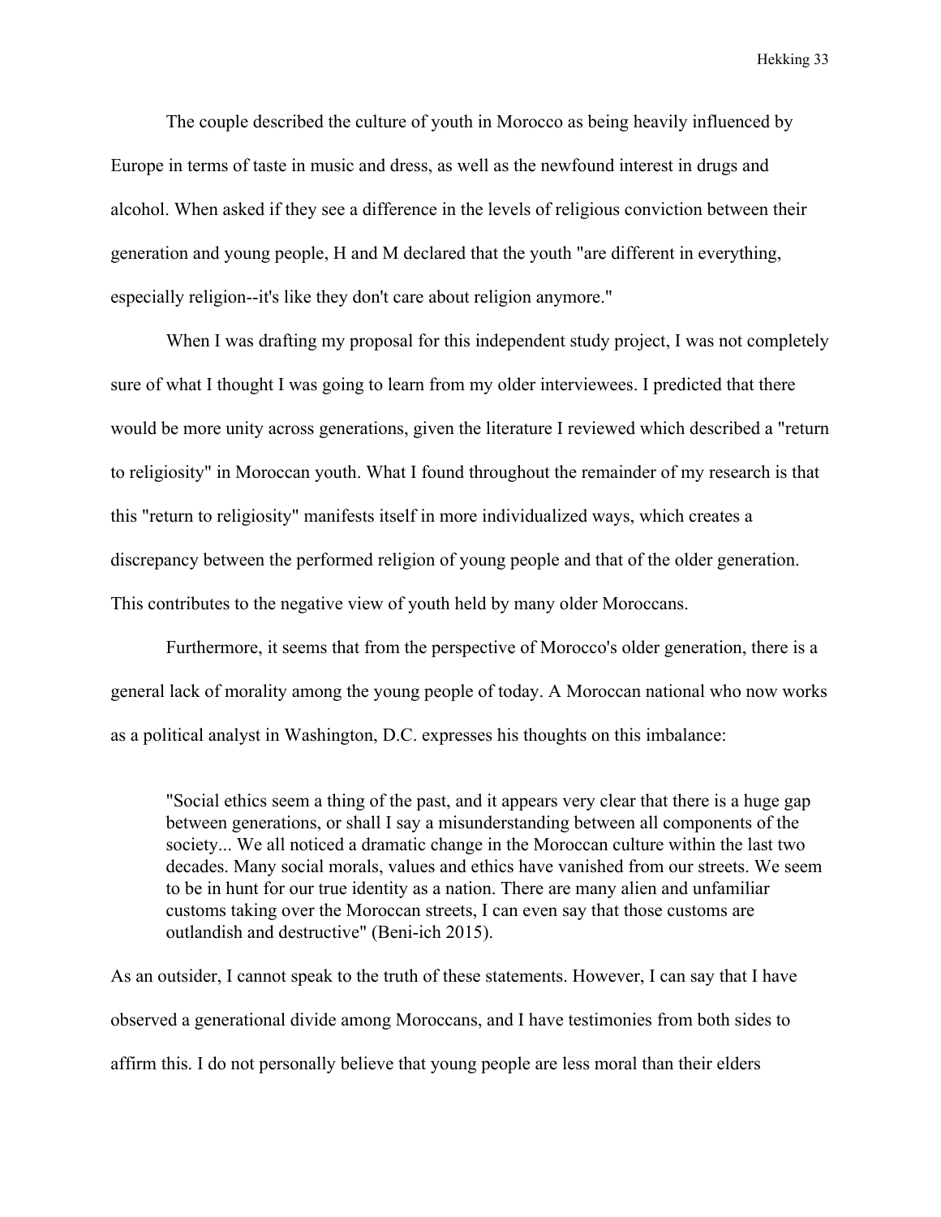The couple described the culture of youth in Morocco as being heavily influenced by Europe in terms of taste in music and dress, as well as the newfound interest in drugs and alcohol. When asked if they see a difference in the levels of religious conviction between their generation and young people, H and M declared that the youth "are different in everything, especially religion--it's like they don't care about religion anymore."

When I was drafting my proposal for this independent study project, I was not completely sure of what I thought I was going to learn from my older interviewees. I predicted that there would be more unity across generations, given the literature I reviewed which described a "return to religiosity" in Moroccan youth. What I found throughout the remainder of my research is that this "return to religiosity" manifests itself in more individualized ways, which creates a discrepancy between the performed religion of young people and that of the older generation. This contributes to the negative view of youth held by many older Moroccans.

Furthermore, it seems that from the perspective of Morocco's older generation, there is a general lack of morality among the young people of today. A Moroccan national who now works as a political analyst in Washington, D.C. expresses his thoughts on this imbalance:

> "Social ethics seem a thing of the past, and it appears very clear that there is a huge gap between generations, or shall I say a misunderstanding between all components of the society... We all noticed a dramatic change in the Moroccan culture within the last two decades. Many social morals, values and ethics have vanished from our streets. We seem to be in hunt for our true identity as a nation. There are many alien and unfamiliar customs taking over the Moroccan streets, I can even say that those customs are outlandish and destructive" (Beni-ich 2015).

As an outsider, I cannot speak to the truth of these statements. However, I can say that I have observed a generational divide among Moroccans, and I have testimonies from both sides to affirm this. I do not personally believe that young people are less moral than their elders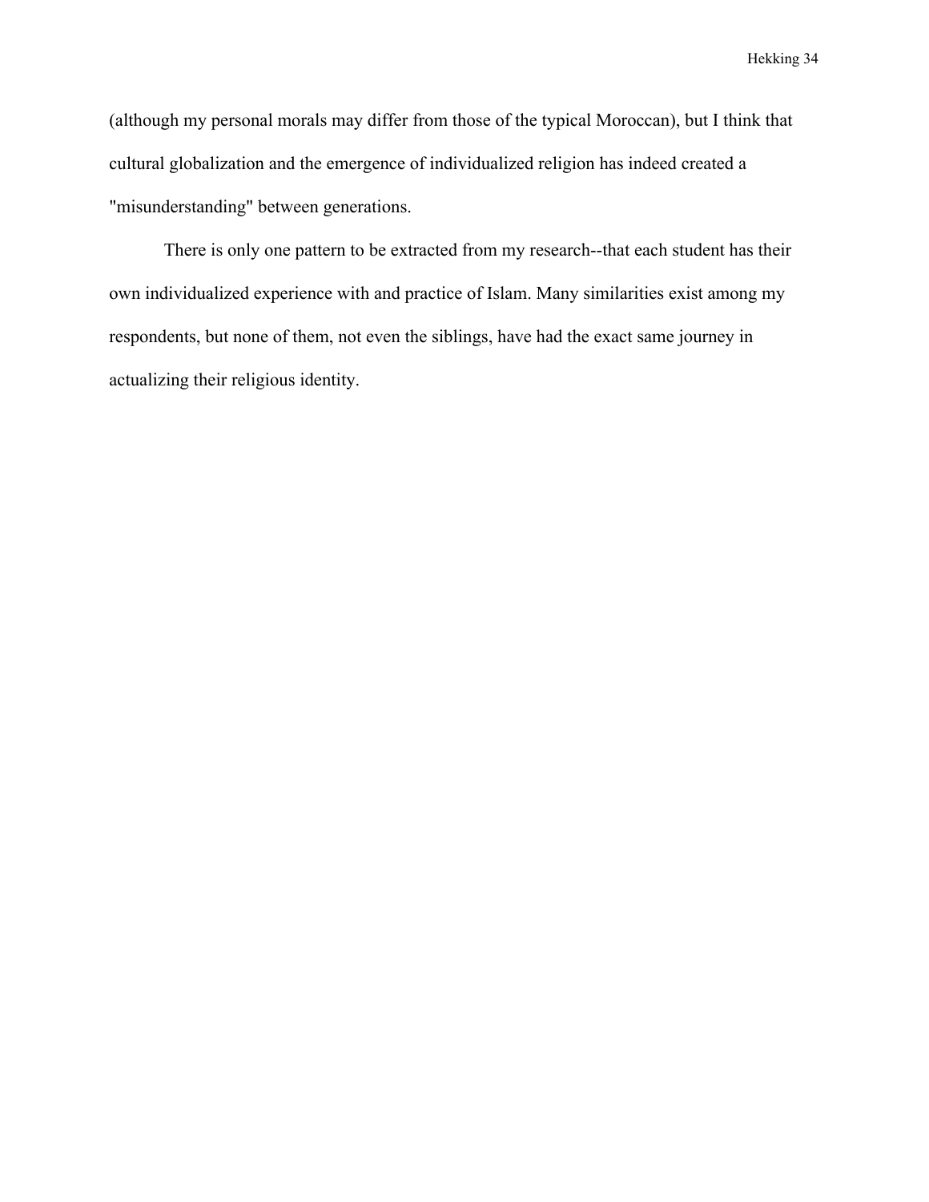(although my personal morals may differ from those of the typical Moroccan), but I think that cultural globalization and the emergence of individualized religion has indeed created a "misunderstanding" between generations.

There is only one pattern to be extracted from my research--that each student has their own individualized experience with and practice of Islam. Many similarities exist among my respondents, but none of them, not even the siblings, have had the exact same journey in actualizing their religious identity.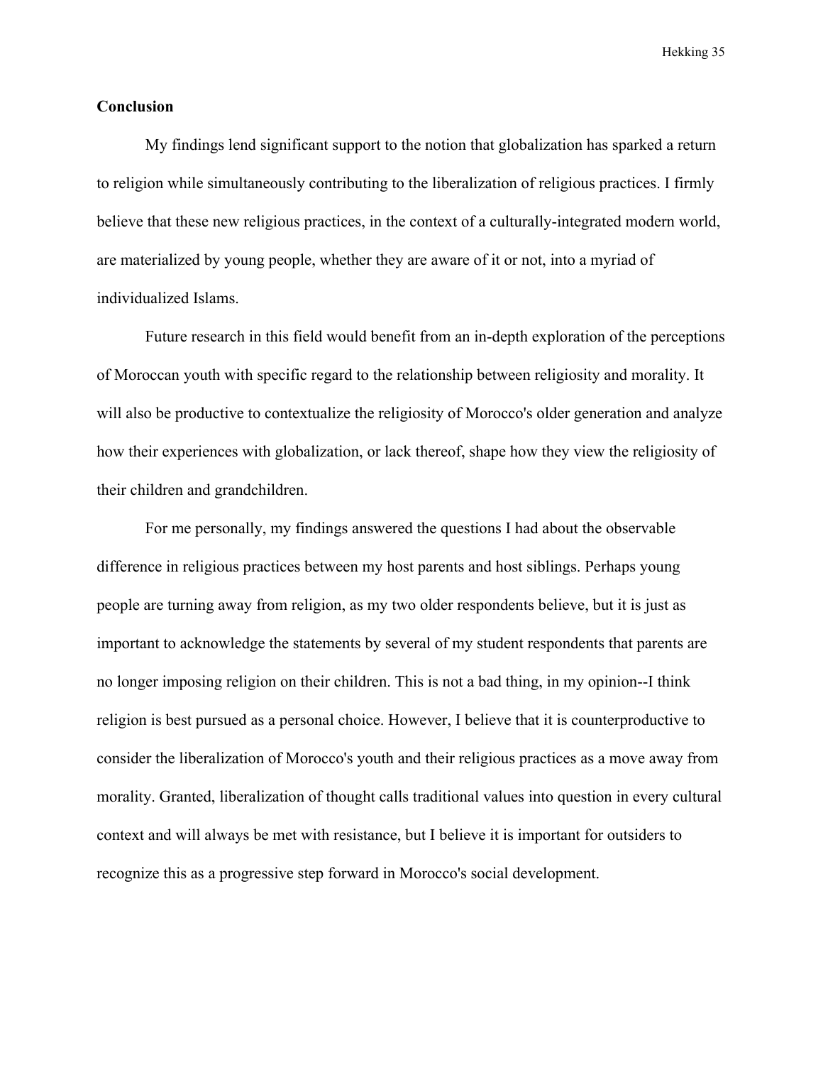**Conclusion**

My findings lend significant support to the notion that globalization has sparked a return to religion while simultaneously contributing to the liberalization of religious practices. I firmly believe that these new religious practices, in the context of a culturally-integrated modern world, are materialized by young people, whether they are aware of it or not, into a myriad of individualized Islams.

Future research in this field would benefit from an in-depth exploration of the perceptions of Moroccan youth with specific regard to the relationship between religiosity and morality. It will also be productive to contextualize the religiosity of Morocco's older generation and analyze how their experiences with globalization, or lack thereof, shape how they view the religiosity of their children and grandchildren.

For me personally, my findings answered the questions I had about the observable difference in religious practices between my host parents and host siblings. Perhaps young people are turning away from religion, as my two older respondents believe, but it is just as important to acknowledge the statements by several of my student respondents that parents are no longer imposing religion on their children. This is not a bad thing, in my opinion--I think religion is best pursued as a personal choice. However, I believe that it is counterproductive to consider the liberalization of Morocco's youth and their religious practices as a move away from morality. Granted, liberalization of thought calls traditional values into question in every cultural context and will always be met with resistance, but I believe it is important for outsiders to recognize this as a progressive step forward in Morocco's social development.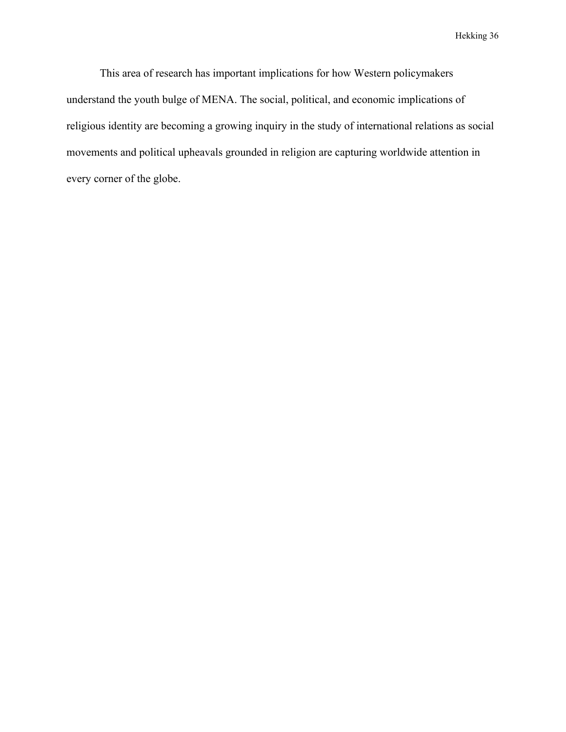This area of research has important implications for how Western policymakers understand the youth bulge of MENA. The social, political, and economic implications of religious identity are becoming a growing inquiry in the study of international relations as social movements and political upheavals grounded in religion are capturing worldwide attention in every corner of the globe.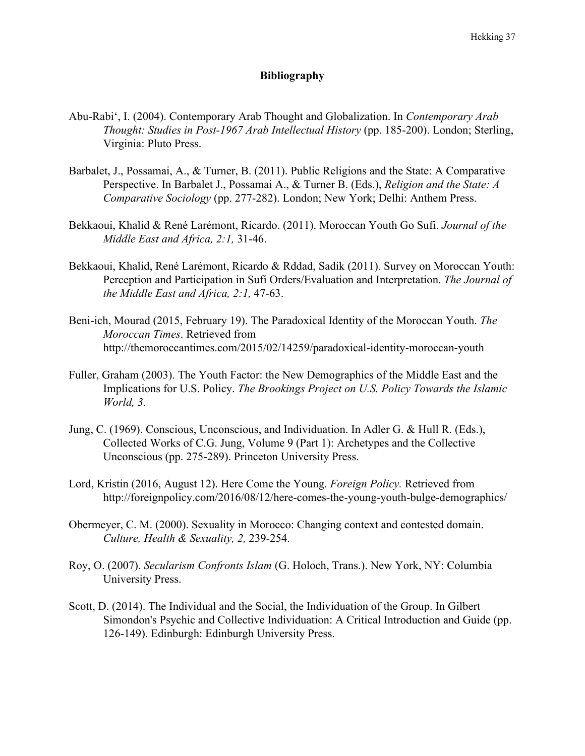# Bibliography

Abu-Rabi‘, I. (2004). Contemporary Arab Thought and Globalization. In *Contemporary Arab Thought: Studies in Post-1967 Arab Intellectual History* (pp. 185-200). London; Sterling, Virginia: Pluto Press.

Barbalet, J., Possamai, A., & Turner, B. (2011). Public Religions and the State: A Comparative Perspective. In Barbalet J., Possamai A., & Turner B. (Eds.), *Religion and the State: A Comparative Sociology* (pp. 277-282). London; New York; Delhi: Anthem Press.

Bekkaoui, Khalid & René Larémont, Ricardo. (2011). Moroccan Youth Go Sufi. *Journal of the Middle East and Africa, 2:1,* 31-46.

Bekkaoui, Khalid, René Larémont, Ricardo & Rddad, Sadik (2011). Survey on Moroccan Youth: Perception and Participation in Sufi Orders/Evaluation and Interpretation. *The Journal of the Middle East and Africa, 2:1,* 47-63.

Beni-ich, Mourad (2015, February 19). The Paradoxical Identity of the Moroccan Youth. *The Moroccan Times*. Retrieved from http://themoroccantimes.com/2015/02/14259/paradoxical-identity-moroccan-youth

Fuller, Graham (2003). The Youth Factor: the New Demographics of the Middle East and the Implications for U.S. Policy. *The Brookings Project on U.S. Policy Towards the Islamic World, 3.*

Jung, C. (1969). Conscious, Unconscious, and Individuation. In Adler G. & Hull R. (Eds.), Collected Works of C.G. Jung, Volume 9 (Part 1): Archetypes and the Collective Unconscious (pp. 275-289). Princeton University Press.

Lord, Kristin (2016, August 12). Here Come the Young. *Foreign Policy.* Retrieved from http://foreignpolicy.com/2016/08/12/here-comes-the-young-youth-bulge-demographics/

Obermeyer, C. M. (2000). Sexuality in Morocco: Changing context and contested domain. *Culture, Health & Sexuality, 2,* 239-254.

Roy, O. (2007). *Secularism Confronts Islam* (G. Holoch, Trans.). New York, NY: Columbia University Press.

Scott, D. (2014). The Individual and the Social, the Individuation of the Group. In Gilbert Simondon's Psychic and Collective Individuation: A Critical Introduction and Guide (pp. 126-149). Edinburgh: Edinburgh University Press.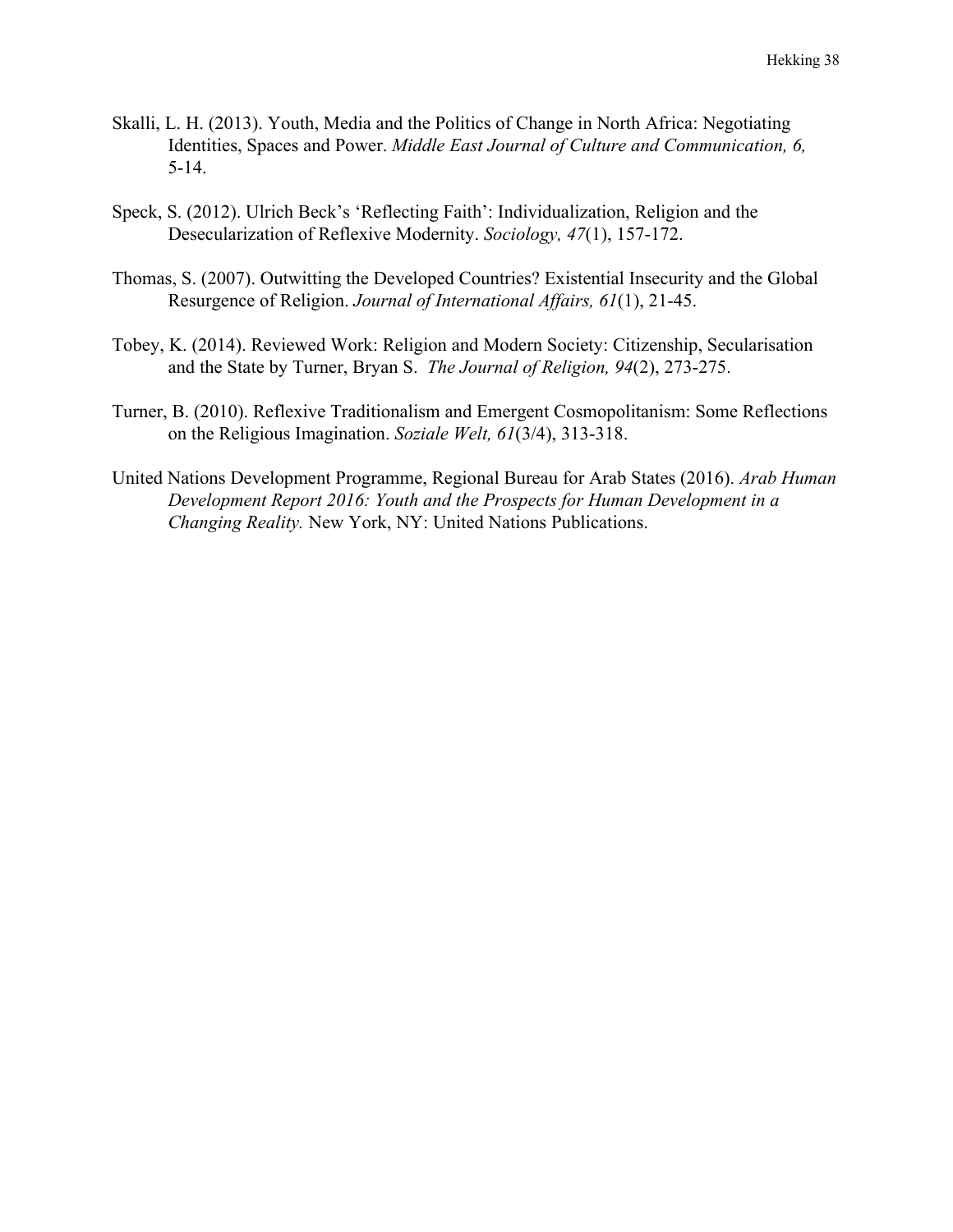Skalli, L. H. (2013). Youth, Media and the Politics of Change in North Africa: Negotiating Identities, Spaces and Power. *Middle East Journal of Culture and Communication, 6,* 5-14.

Speck, S. (2012). Ulrich Beck's 'Reflecting Faith': Individualization, Religion and the Desecularization of Reflexive Modernity. *Sociology, 47*(1), 157-172.

Thomas, S. (2007). Outwitting the Developed Countries? Existential Insecurity and the Global Resurgence of Religion. *Journal of International Affairs, 61*(1), 21-45.

Tobey, K. (2014). Reviewed Work: Religion and Modern Society: Citizenship, Secularisation and the State by Turner, Bryan S. *The Journal of Religion, 94*(2), 273-275.

Turner, B. (2010). Reflexive Traditionalism and Emergent Cosmopolitanism: Some Reflections on the Religious Imagination. *Soziale Welt, 61*(3/4), 313-318.

United Nations Development Programme, Regional Bureau for Arab States (2016). *Arab Human Development Report 2016: Youth and the Prospects for Human Development in a Changing Reality.* New York, NY: United Nations Publications.